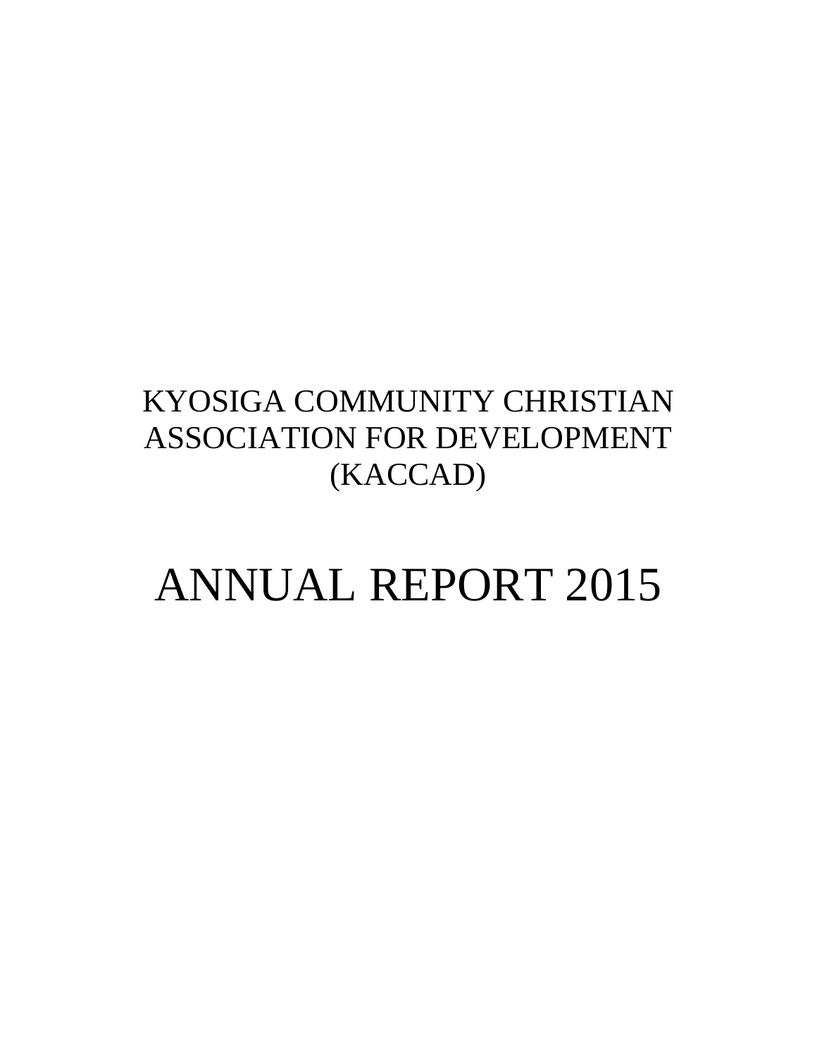# KYOSIGA COMMUNITY CHRISTIAN ASSOCIATION FOR DEVELOPMENT (KACCAD)

# ANNUAL REPORT 2015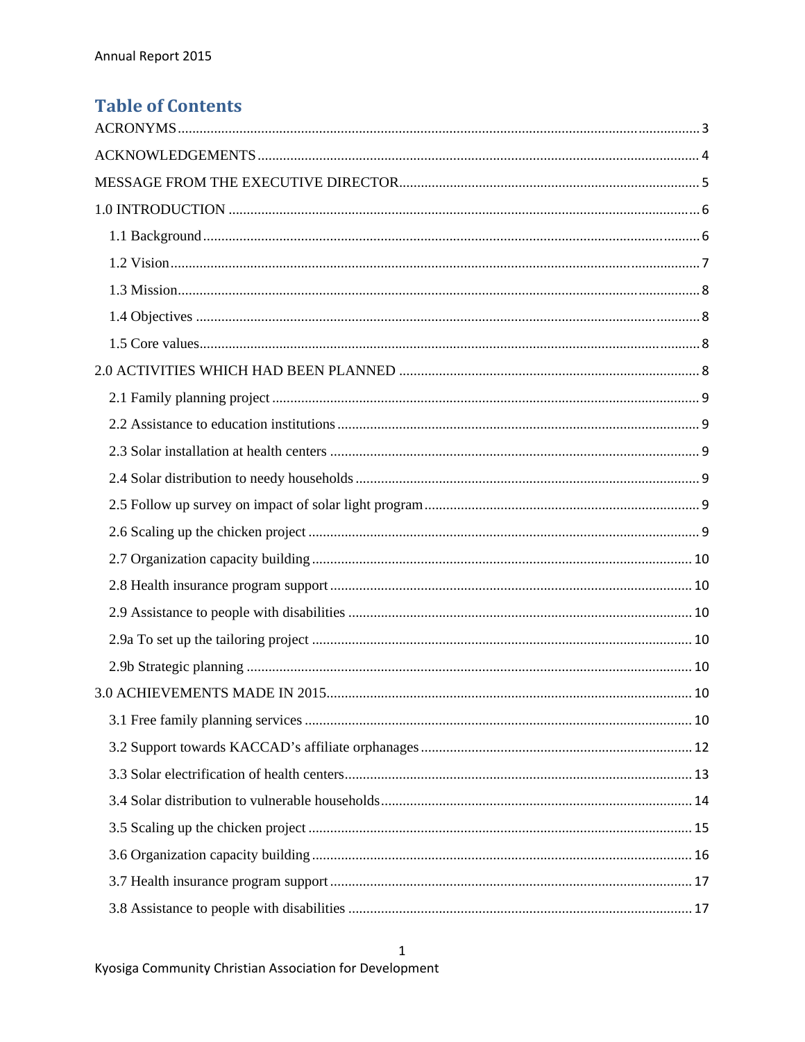# Table of Contents

ACRONYMS ..... 3

ACKNOWLEDGEMENTS ..... 4

MESSAGE FROM THE EXECUTIVE DIRECTOR ..... 5

1.0 INTRODUCTION ..... 6

- 1.1 Background ..... 6
- 1.2 Vision ..... 7
- 1.3 Mission ..... 8
- 1.4 Objectives ..... 8
- 1.5 Core values ..... 8

2.0 ACTIVITIES WHICH HAD BEEN PLANNED ..... 8

- 2.1 Family planning project ..... 9
- 2.2 Assistance to education institutions ..... 9
- 2.3 Solar installation at health centers ..... 9
- 2.4 Solar distribution to needy households ..... 9
- 2.5 Follow up survey on impact of solar light program ..... 9
- 2.6 Scaling up the chicken project ..... 9
- 2.7 Organization capacity building ..... 10
- 2.8 Health insurance program support ..... 10
- 2.9 Assistance to people with disabilities ..... 10
- 2.9a To set up the tailoring project ..... 10
- 2.9b Strategic planning ..... 10

3.0 ACHIEVEMENTS MADE IN 2015 ..... 10

- 3.1 Free family planning services ..... 10
- 3.2 Support towards KACCAD's affiliate orphanages ..... 12
- 3.3 Solar electrification of health centers ..... 13
- 3.4 Solar distribution to vulnerable households ..... 14
- 3.5 Scaling up the chicken project ..... 15
- 3.6 Organization capacity building ..... 16
- 3.7 Health insurance program support ..... 17
- 3.8 Assistance to people with disabilities ..... 17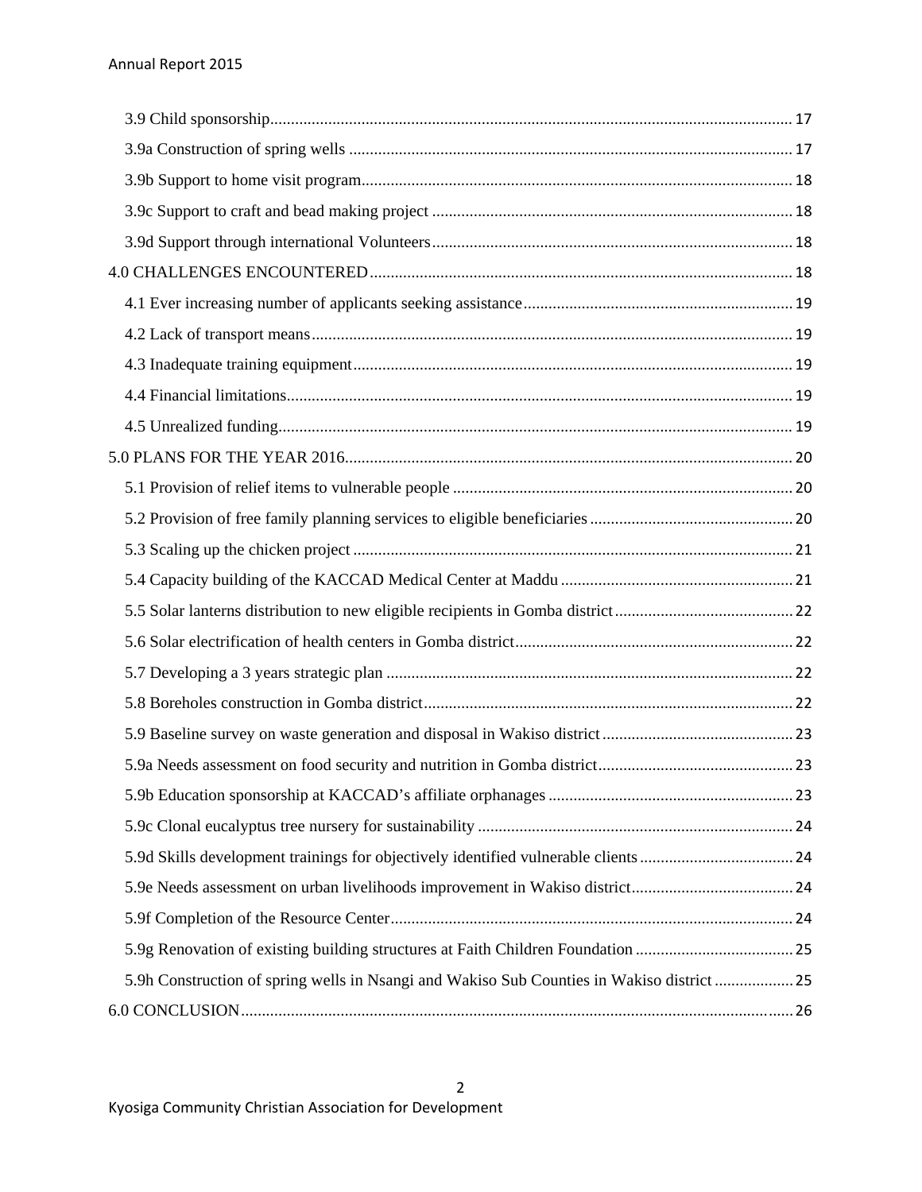- 3.9 Child sponsorship ..... 17
  - 3.9a Construction of spring wells ..... 17
  - 3.9b Support to home visit program ..... 18
  - 3.9c Support to craft and bead making project ..... 18
  - 3.9d Support through international Volunteers ..... 18
- 4.0 CHALLENGES ENCOUNTERED ..... 18
  - 4.1 Ever increasing number of applicants seeking assistance ..... 19
  - 4.2 Lack of transport means ..... 19
  - 4.3 Inadequate training equipment ..... 19
  - 4.4 Financial limitations ..... 19
  - 4.5 Unrealized funding ..... 19
- 5.0 PLANS FOR THE YEAR 2016 ..... 20
  - 5.1 Provision of relief items to vulnerable people ..... 20
  - 5.2 Provision of free family planning services to eligible beneficiaries ..... 20
  - 5.3 Scaling up the chicken project ..... 21
  - 5.4 Capacity building of the KACCAD Medical Center at Maddu ..... 21
  - 5.5 Solar lanterns distribution to new eligible recipients in Gomba district ..... 22
  - 5.6 Solar electrification of health centers in Gomba district ..... 22
  - 5.7 Developing a 3 years strategic plan ..... 22
  - 5.8 Boreholes construction in Gomba district ..... 22
  - 5.9 Baseline survey on waste generation and disposal in Wakiso district ..... 23
  - 5.9a Needs assessment on food security and nutrition in Gomba district ..... 23
  - 5.9b Education sponsorship at KACCAD's affiliate orphanages ..... 23
  - 5.9c Clonal eucalyptus tree nursery for sustainability ..... 24
  - 5.9d Skills development trainings for objectively identified vulnerable clients ..... 24
  - 5.9e Needs assessment on urban livelihoods improvement in Wakiso district ..... 24
  - 5.9f Completion of the Resource Center ..... 24
  - 5.9g Renovation of existing building structures at Faith Children Foundation ..... 25
  - 5.9h Construction of spring wells in Nsangi and Wakiso Sub Counties in Wakiso district ..... 25
- 6.0 CONCLUSION ..... 26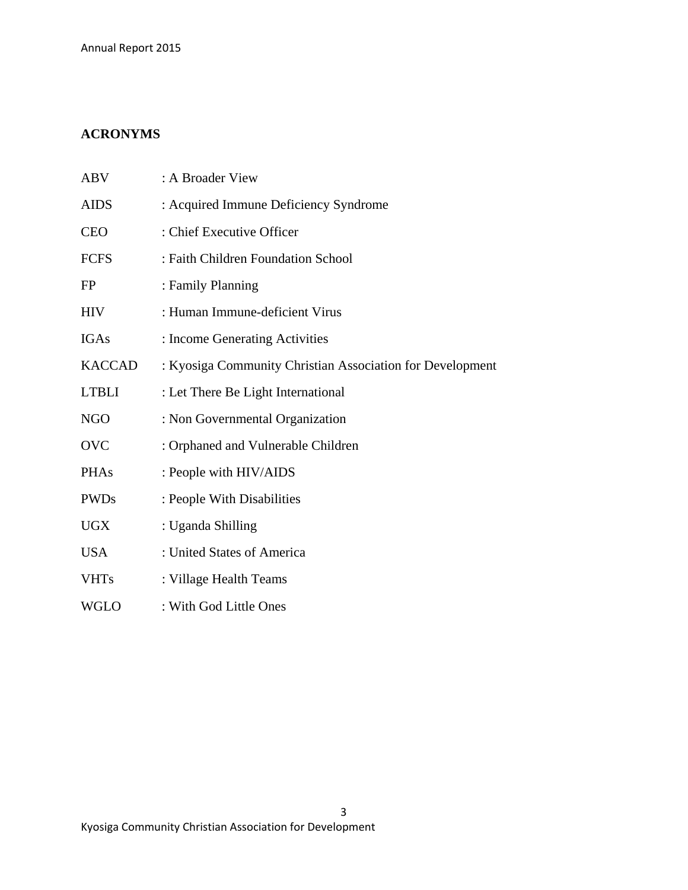## ACRONYMS

| | |
|---|---|
| ABV | : A Broader View |
| AIDS | : Acquired Immune Deficiency Syndrome |
| CEO | : Chief Executive Officer |
| FCFS | : Faith Children Foundation School |
| FP | : Family Planning |
| HIV | : Human Immune-deficient Virus |
| IGAs | : Income Generating Activities |
| KACCAD | : Kyosiga Community Christian Association for Development |
| LTBLI | : Let There Be Light International |
| NGO | : Non Governmental Organization |
| OVC | : Orphaned and Vulnerable Children |
| PHAs | : People with HIV/AIDS |
| PWDs | : People With Disabilities |
| UGX | : Uganda Shilling |
| USA | : United States of America |
| VHTs | : Village Health Teams |
| WGLO | : With God Little Ones |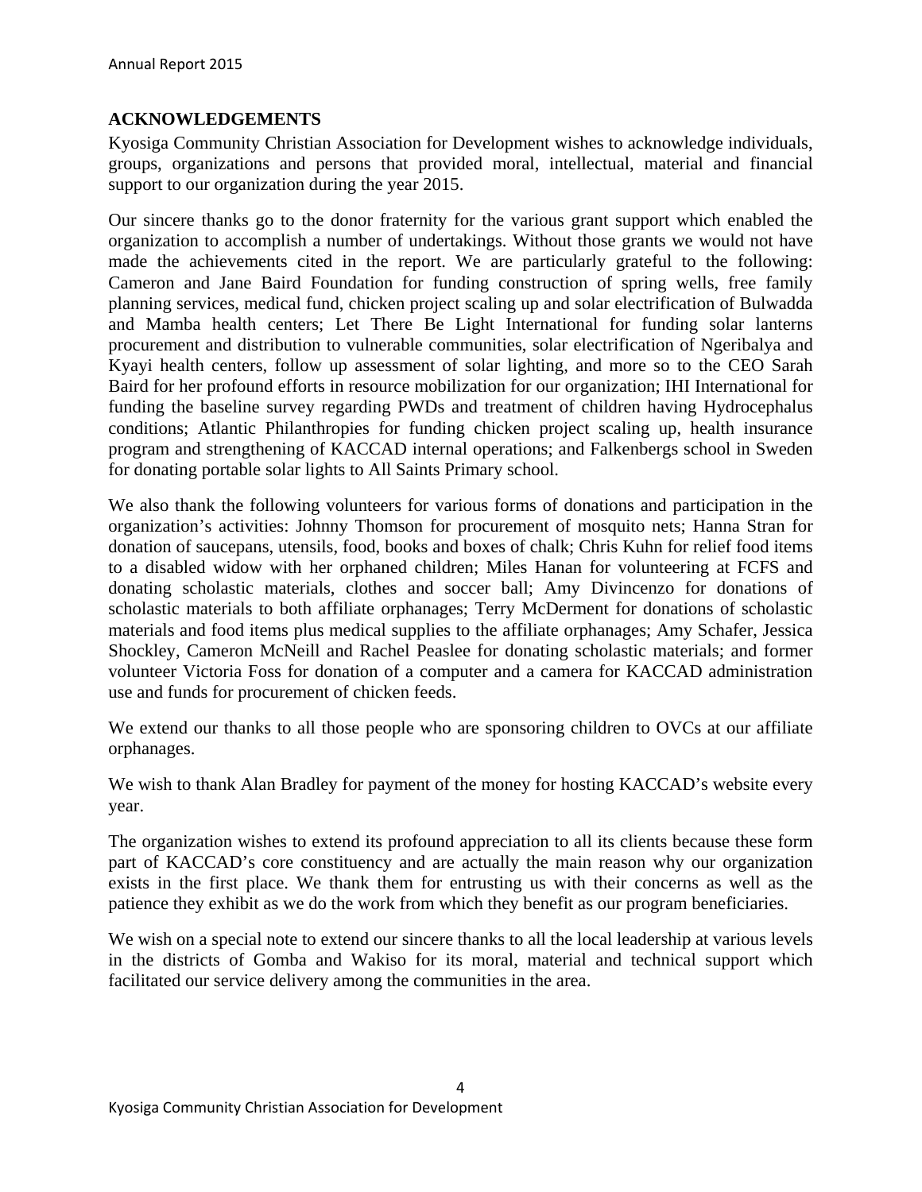## ACKNOWLEDGEMENTS

Kyosiga Community Christian Association for Development wishes to acknowledge individuals, groups, organizations and persons that provided moral, intellectual, material and financial support to our organization during the year 2015.

Our sincere thanks go to the donor fraternity for the various grant support which enabled the organization to accomplish a number of undertakings. Without those grants we would not have made the achievements cited in the report. We are particularly grateful to the following: Cameron and Jane Baird Foundation for funding construction of spring wells, free family planning services, medical fund, chicken project scaling up and solar electrification of Bulwadda and Mamba health centers; Let There Be Light International for funding solar lanterns procurement and distribution to vulnerable communities, solar electrification of Ngeribalya and Kyayi health centers, follow up assessment of solar lighting, and more so to the CEO Sarah Baird for her profound efforts in resource mobilization for our organization; IHI International for funding the baseline survey regarding PWDs and treatment of children having Hydrocephalus conditions; Atlantic Philanthropies for funding chicken project scaling up, health insurance program and strengthening of KACCAD internal operations; and Falkenbergs school in Sweden for donating portable solar lights to All Saints Primary school.

We also thank the following volunteers for various forms of donations and participation in the organization's activities: Johnny Thomson for procurement of mosquito nets; Hanna Stran for donation of saucepans, utensils, food, books and boxes of chalk; Chris Kuhn for relief food items to a disabled widow with her orphaned children; Miles Hanan for volunteering at FCFS and donating scholastic materials, clothes and soccer ball; Amy Divincenzo for donations of scholastic materials to both affiliate orphanages; Terry McDerment for donations of scholastic materials and food items plus medical supplies to the affiliate orphanages; Amy Schafer, Jessica Shockley, Cameron McNeill and Rachel Peaslee for donating scholastic materials; and former volunteer Victoria Foss for donation of a computer and a camera for KACCAD administration use and funds for procurement of chicken feeds.

We extend our thanks to all those people who are sponsoring children to OVCs at our affiliate orphanages.

We wish to thank Alan Bradley for payment of the money for hosting KACCAD's website every year.

The organization wishes to extend its profound appreciation to all its clients because these form part of KACCAD's core constituency and are actually the main reason why our organization exists in the first place. We thank them for entrusting us with their concerns as well as the patience they exhibit as we do the work from which they benefit as our program beneficiaries.

We wish on a special note to extend our sincere thanks to all the local leadership at various levels in the districts of Gomba and Wakiso for its moral, material and technical support which facilitated our service delivery among the communities in the area.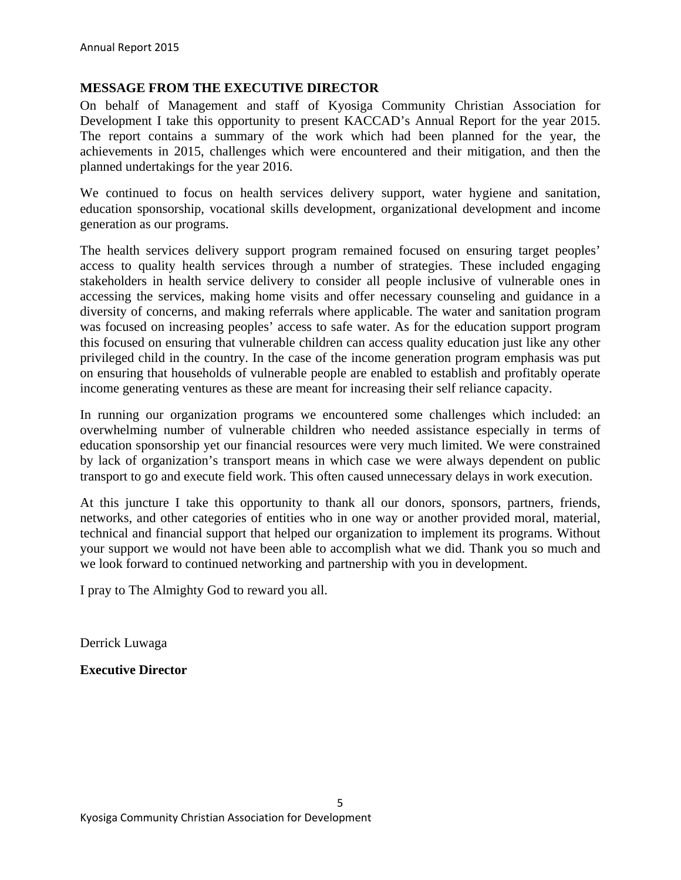## MESSAGE FROM THE EXECUTIVE DIRECTOR

On behalf of Management and staff of Kyosiga Community Christian Association for Development I take this opportunity to present KACCAD's Annual Report for the year 2015. The report contains a summary of the work which had been planned for the year, the achievements in 2015, challenges which were encountered and their mitigation, and then the planned undertakings for the year 2016.

We continued to focus on health services delivery support, water hygiene and sanitation, education sponsorship, vocational skills development, organizational development and income generation as our programs.

The health services delivery support program remained focused on ensuring target peoples' access to quality health services through a number of strategies. These included engaging stakeholders in health service delivery to consider all people inclusive of vulnerable ones in accessing the services, making home visits and offer necessary counseling and guidance in a diversity of concerns, and making referrals where applicable. The water and sanitation program was focused on increasing peoples' access to safe water. As for the education support program this focused on ensuring that vulnerable children can access quality education just like any other privileged child in the country. In the case of the income generation program emphasis was put on ensuring that households of vulnerable people are enabled to establish and profitably operate income generating ventures as these are meant for increasing their self reliance capacity.

In running our organization programs we encountered some challenges which included: an overwhelming number of vulnerable children who needed assistance especially in terms of education sponsorship yet our financial resources were very much limited. We were constrained by lack of organization's transport means in which case we were always dependent on public transport to go and execute field work. This often caused unnecessary delays in work execution.

At this juncture I take this opportunity to thank all our donors, sponsors, partners, friends, networks, and other categories of entities who in one way or another provided moral, material, technical and financial support that helped our organization to implement its programs. Without your support we would not have been able to accomplish what we did. Thank you so much and we look forward to continued networking and partnership with you in development.

I pray to The Almighty God to reward you all.

Derrick Luwaga

**Executive Director**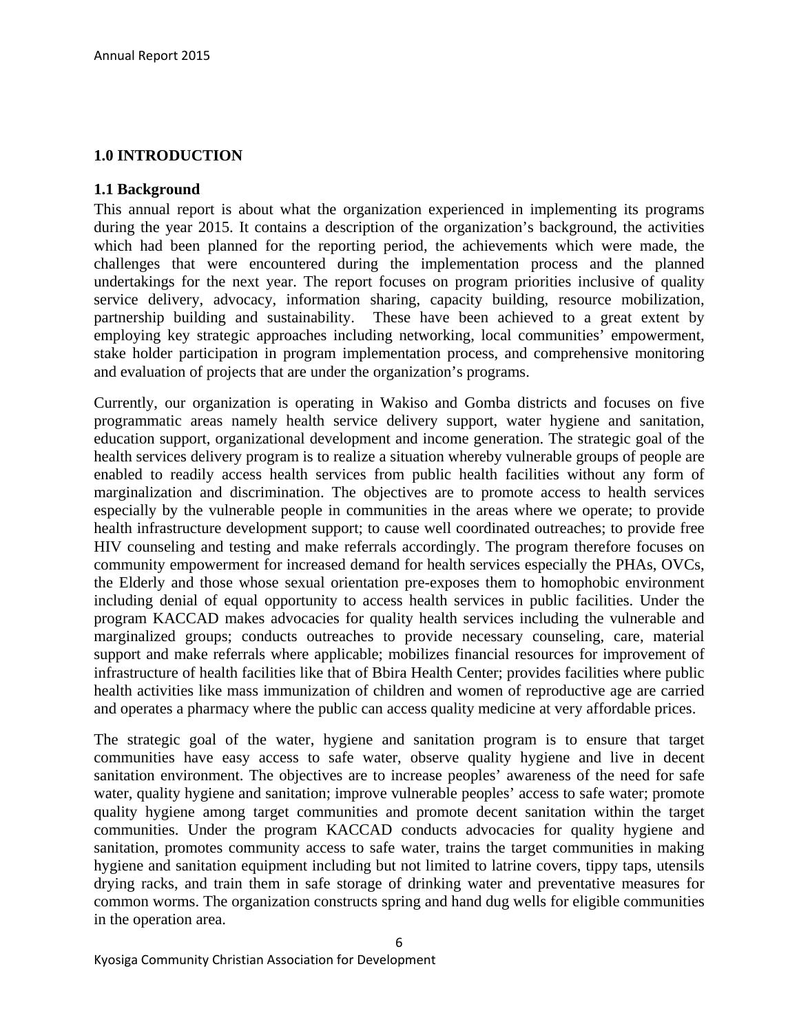# 1.0 INTRODUCTION

## 1.1 Background

This annual report is about what the organization experienced in implementing its programs during the year 2015. It contains a description of the organization's background, the activities which had been planned for the reporting period, the achievements which were made, the challenges that were encountered during the implementation process and the planned undertakings for the next year. The report focuses on program priorities inclusive of quality service delivery, advocacy, information sharing, capacity building, resource mobilization, partnership building and sustainability. These have been achieved to a great extent by employing key strategic approaches including networking, local communities' empowerment, stake holder participation in program implementation process, and comprehensive monitoring and evaluation of projects that are under the organization's programs.

Currently, our organization is operating in Wakiso and Gomba districts and focuses on five programmatic areas namely health service delivery support, water hygiene and sanitation, education support, organizational development and income generation. The strategic goal of the health services delivery program is to realize a situation whereby vulnerable groups of people are enabled to readily access health services from public health facilities without any form of marginalization and discrimination. The objectives are to promote access to health services especially by the vulnerable people in communities in the areas where we operate; to provide health infrastructure development support; to cause well coordinated outreaches; to provide free HIV counseling and testing and make referrals accordingly. The program therefore focuses on community empowerment for increased demand for health services especially the PHAs, OVCs, the Elderly and those whose sexual orientation pre-exposes them to homophobic environment including denial of equal opportunity to access health services in public facilities. Under the program KACCAD makes advocacies for quality health services including the vulnerable and marginalized groups; conducts outreaches to provide necessary counseling, care, material support and make referrals where applicable; mobilizes financial resources for improvement of infrastructure of health facilities like that of Bbira Health Center; provides facilities where public health activities like mass immunization of children and women of reproductive age are carried and operates a pharmacy where the public can access quality medicine at very affordable prices.

The strategic goal of the water, hygiene and sanitation program is to ensure that target communities have easy access to safe water, observe quality hygiene and live in decent sanitation environment. The objectives are to increase peoples' awareness of the need for safe water, quality hygiene and sanitation; improve vulnerable peoples' access to safe water; promote quality hygiene among target communities and promote decent sanitation within the target communities. Under the program KACCAD conducts advocacies for quality hygiene and sanitation, promotes community access to safe water, trains the target communities in making hygiene and sanitation equipment including but not limited to latrine covers, tippy taps, utensils drying racks, and train them in safe storage of drinking water and preventative measures for common worms. The organization constructs spring and hand dug wells for eligible communities in the operation area.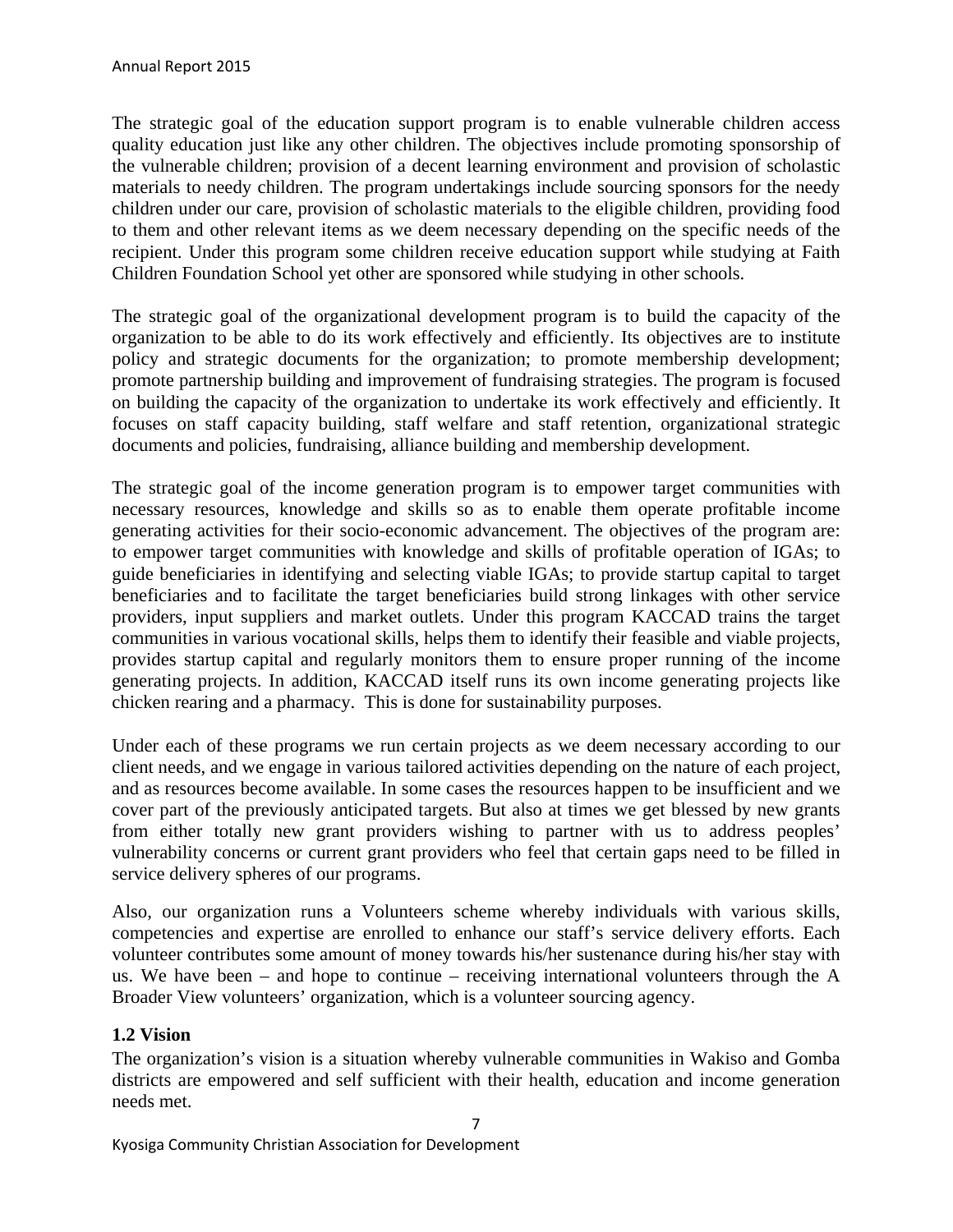The strategic goal of the education support program is to enable vulnerable children access quality education just like any other children. The objectives include promoting sponsorship of the vulnerable children; provision of a decent learning environment and provision of scholastic materials to needy children. The program undertakings include sourcing sponsors for the needy children under our care, provision of scholastic materials to the eligible children, providing food to them and other relevant items as we deem necessary depending on the specific needs of the recipient. Under this program some children receive education support while studying at Faith Children Foundation School yet other are sponsored while studying in other schools.

The strategic goal of the organizational development program is to build the capacity of the organization to be able to do its work effectively and efficiently. Its objectives are to institute policy and strategic documents for the organization; to promote membership development; promote partnership building and improvement of fundraising strategies. The program is focused on building the capacity of the organization to undertake its work effectively and efficiently. It focuses on staff capacity building, staff welfare and staff retention, organizational strategic documents and policies, fundraising, alliance building and membership development.

The strategic goal of the income generation program is to empower target communities with necessary resources, knowledge and skills so as to enable them operate profitable income generating activities for their socio-economic advancement. The objectives of the program are: to empower target communities with knowledge and skills of profitable operation of IGAs; to guide beneficiaries in identifying and selecting viable IGAs; to provide startup capital to target beneficiaries and to facilitate the target beneficiaries build strong linkages with other service providers, input suppliers and market outlets. Under this program KACCAD trains the target communities in various vocational skills, helps them to identify their feasible and viable projects, provides startup capital and regularly monitors them to ensure proper running of the income generating projects. In addition, KACCAD itself runs its own income generating projects like chicken rearing and a pharmacy. This is done for sustainability purposes.

Under each of these programs we run certain projects as we deem necessary according to our client needs, and we engage in various tailored activities depending on the nature of each project, and as resources become available. In some cases the resources happen to be insufficient and we cover part of the previously anticipated targets. But also at times we get blessed by new grants from either totally new grant providers wishing to partner with us to address peoples' vulnerability concerns or current grant providers who feel that certain gaps need to be filled in service delivery spheres of our programs.

Also, our organization runs a Volunteers scheme whereby individuals with various skills, competencies and expertise are enrolled to enhance our staff's service delivery efforts. Each volunteer contributes some amount of money towards his/her sustenance during his/her stay with us. We have been – and hope to continue – receiving international volunteers through the A Broader View volunteers' organization, which is a volunteer sourcing agency.

### 1.2 Vision

The organization's vision is a situation whereby vulnerable communities in Wakiso and Gomba districts are empowered and self sufficient with their health, education and income generation needs met.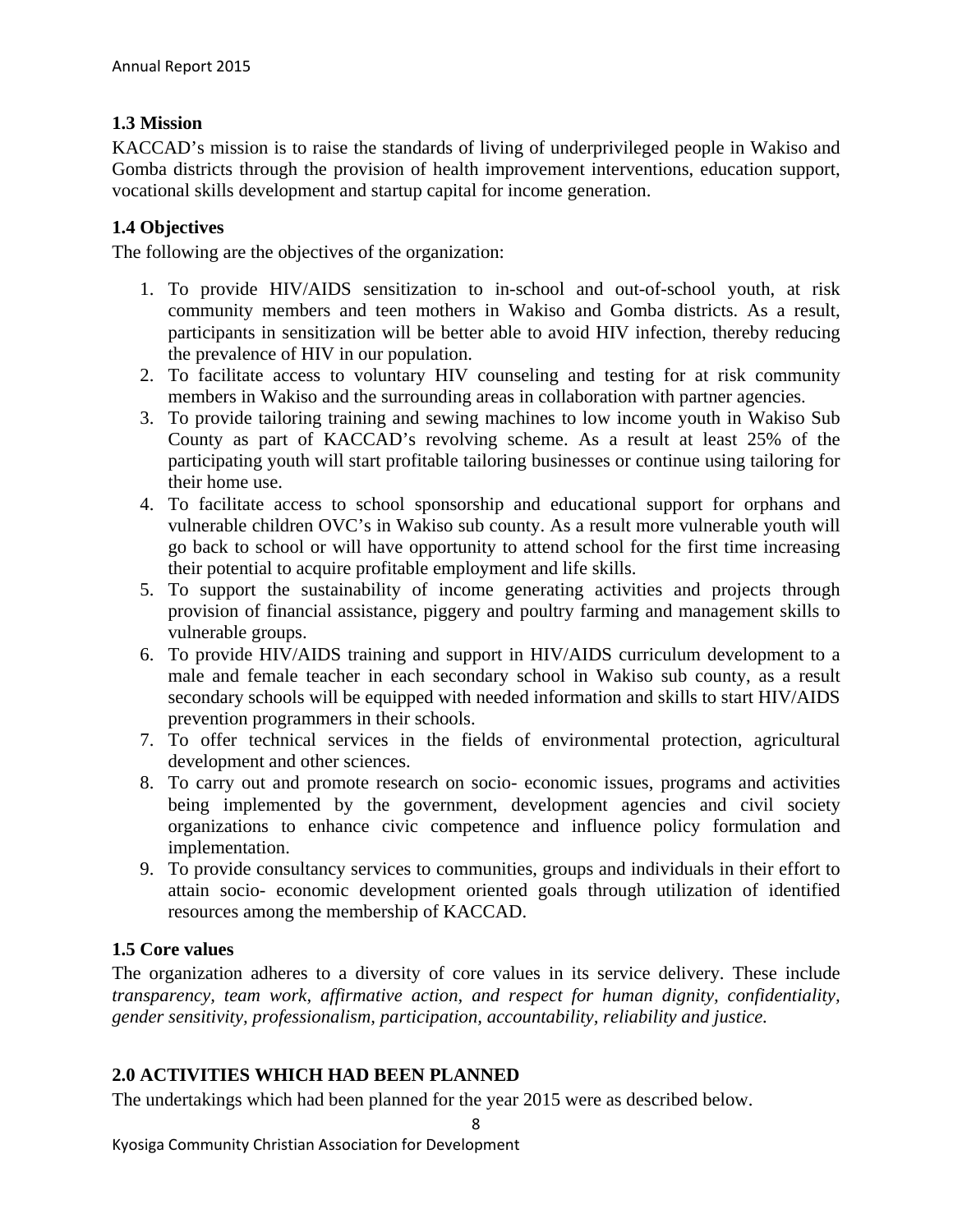### 1.3 Mission

KACCAD's mission is to raise the standards of living of underprivileged people in Wakiso and Gomba districts through the provision of health improvement interventions, education support, vocational skills development and startup capital for income generation.

### 1.4 Objectives

The following are the objectives of the organization:

1. To provide HIV/AIDS sensitization to in-school and out-of-school youth, at risk community members and teen mothers in Wakiso and Gomba districts. As a result, participants in sensitization will be better able to avoid HIV infection, thereby reducing the prevalence of HIV in our population.
2. To facilitate access to voluntary HIV counseling and testing for at risk community members in Wakiso and the surrounding areas in collaboration with partner agencies.
3. To provide tailoring training and sewing machines to low income youth in Wakiso Sub County as part of KACCAD's revolving scheme. As a result at least 25% of the participating youth will start profitable tailoring businesses or continue using tailoring for their home use.
4. To facilitate access to school sponsorship and educational support for orphans and vulnerable children OVC's in Wakiso sub county. As a result more vulnerable youth will go back to school or will have opportunity to attend school for the first time increasing their potential to acquire profitable employment and life skills.
5. To support the sustainability of income generating activities and projects through provision of financial assistance, piggery and poultry farming and management skills to vulnerable groups.
6. To provide HIV/AIDS training and support in HIV/AIDS curriculum development to a male and female teacher in each secondary school in Wakiso sub county, as a result secondary schools will be equipped with needed information and skills to start HIV/AIDS prevention programmers in their schools.
7. To offer technical services in the fields of environmental protection, agricultural development and other sciences.
8. To carry out and promote research on socio- economic issues, programs and activities being implemented by the government, development agencies and civil society organizations to enhance civic competence and influence policy formulation and implementation.
9. To provide consultancy services to communities, groups and individuals in their effort to attain socio- economic development oriented goals through utilization of identified resources among the membership of KACCAD.

### 1.5 Core values

The organization adheres to a diversity of core values in its service delivery. These include *transparency, team work, affirmative action, and respect for human dignity, confidentiality, gender sensitivity, professionalism, participation, accountability, reliability and justice.*

## 2.0 ACTIVITIES WHICH HAD BEEN PLANNED

The undertakings which had been planned for the year 2015 were as described below.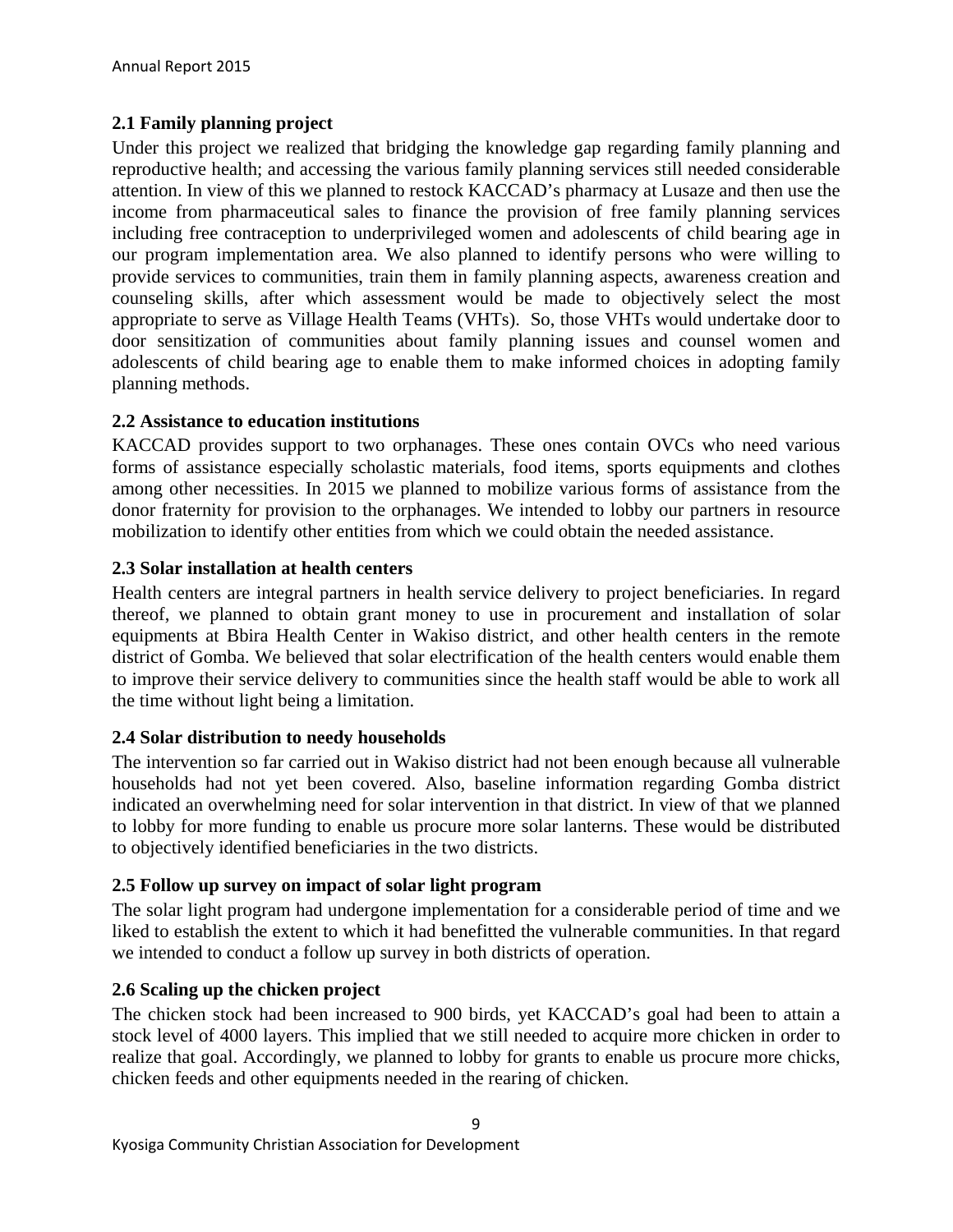### 2.1 Family planning project

Under this project we realized that bridging the knowledge gap regarding family planning and reproductive health; and accessing the various family planning services still needed considerable attention. In view of this we planned to restock KACCAD's pharmacy at Lusaze and then use the income from pharmaceutical sales to finance the provision of free family planning services including free contraception to underprivileged women and adolescents of child bearing age in our program implementation area. We also planned to identify persons who were willing to provide services to communities, train them in family planning aspects, awareness creation and counseling skills, after which assessment would be made to objectively select the most appropriate to serve as Village Health Teams (VHTs). So, those VHTs would undertake door to door sensitization of communities about family planning issues and counsel women and adolescents of child bearing age to enable them to make informed choices in adopting family planning methods.

### 2.2 Assistance to education institutions

KACCAD provides support to two orphanages. These ones contain OVCs who need various forms of assistance especially scholastic materials, food items, sports equipments and clothes among other necessities. In 2015 we planned to mobilize various forms of assistance from the donor fraternity for provision to the orphanages. We intended to lobby our partners in resource mobilization to identify other entities from which we could obtain the needed assistance.

### 2.3 Solar installation at health centers

Health centers are integral partners in health service delivery to project beneficiaries. In regard thereof, we planned to obtain grant money to use in procurement and installation of solar equipments at Bbira Health Center in Wakiso district, and other health centers in the remote district of Gomba. We believed that solar electrification of the health centers would enable them to improve their service delivery to communities since the health staff would be able to work all the time without light being a limitation.

### 2.4 Solar distribution to needy households

The intervention so far carried out in Wakiso district had not been enough because all vulnerable households had not yet been covered. Also, baseline information regarding Gomba district indicated an overwhelming need for solar intervention in that district. In view of that we planned to lobby for more funding to enable us procure more solar lanterns. These would be distributed to objectively identified beneficiaries in the two districts.

### 2.5 Follow up survey on impact of solar light program

The solar light program had undergone implementation for a considerable period of time and we liked to establish the extent to which it had benefitted the vulnerable communities. In that regard we intended to conduct a follow up survey in both districts of operation.

### 2.6 Scaling up the chicken project

The chicken stock had been increased to 900 birds, yet KACCAD's goal had been to attain a stock level of 4000 layers. This implied that we still needed to acquire more chicken in order to realize that goal. Accordingly, we planned to lobby for grants to enable us procure more chicks, chicken feeds and other equipments needed in the rearing of chicken.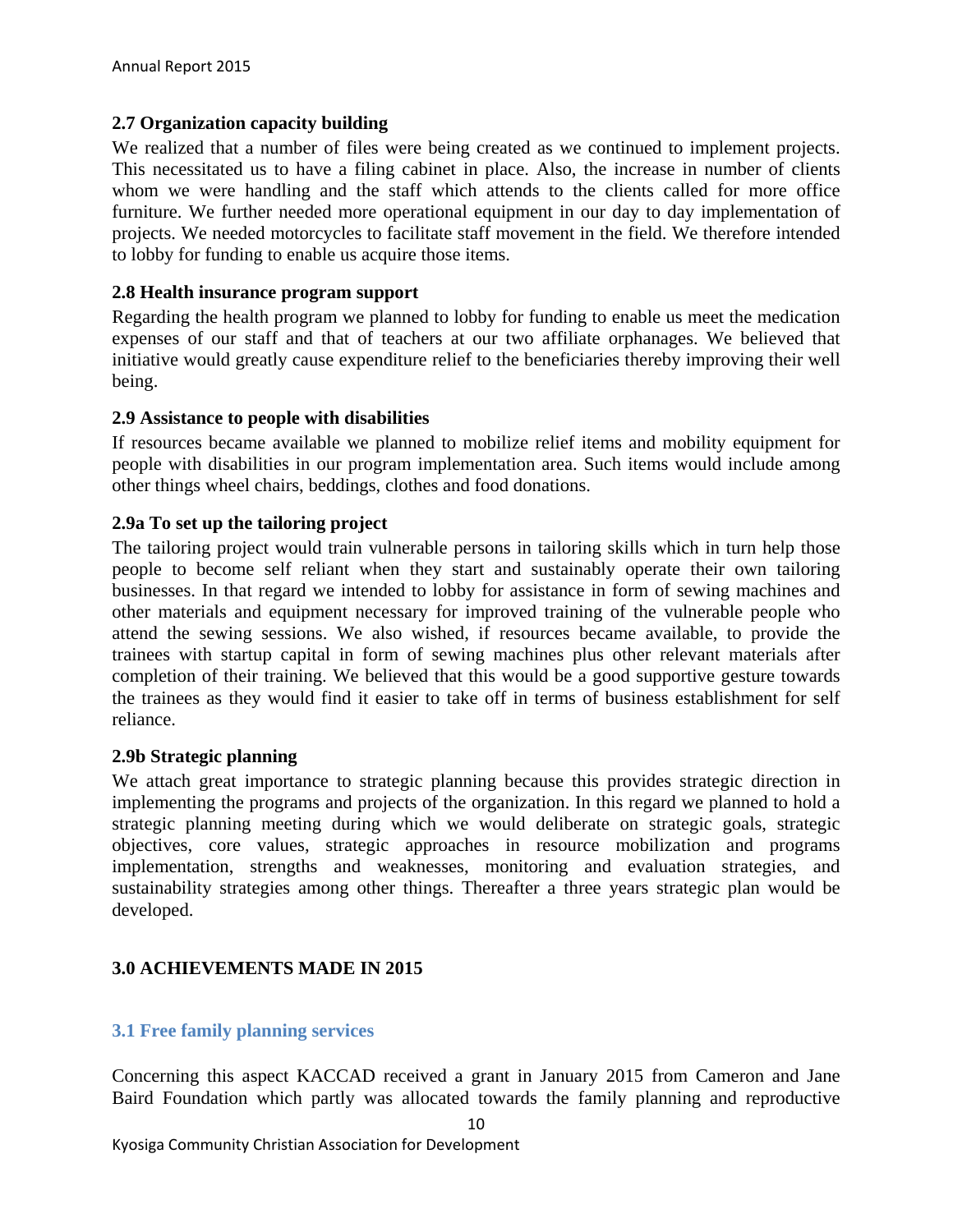### 2.7 Organization capacity building

We realized that a number of files were being created as we continued to implement projects. This necessitated us to have a filing cabinet in place. Also, the increase in number of clients whom we were handling and the staff which attends to the clients called for more office furniture. We further needed more operational equipment in our day to day implementation of projects. We needed motorcycles to facilitate staff movement in the field. We therefore intended to lobby for funding to enable us acquire those items.

### 2.8 Health insurance program support

Regarding the health program we planned to lobby for funding to enable us meet the medication expenses of our staff and that of teachers at our two affiliate orphanages. We believed that initiative would greatly cause expenditure relief to the beneficiaries thereby improving their well being.

### 2.9 Assistance to people with disabilities

If resources became available we planned to mobilize relief items and mobility equipment for people with disabilities in our program implementation area. Such items would include among other things wheel chairs, beddings, clothes and food donations.

### 2.9a To set up the tailoring project

The tailoring project would train vulnerable persons in tailoring skills which in turn help those people to become self reliant when they start and sustainably operate their own tailoring businesses. In that regard we intended to lobby for assistance in form of sewing machines and other materials and equipment necessary for improved training of the vulnerable people who attend the sewing sessions. We also wished, if resources became available, to provide the trainees with startup capital in form of sewing machines plus other relevant materials after completion of their training. We believed that this would be a good supportive gesture towards the trainees as they would find it easier to take off in terms of business establishment for self reliance.

### 2.9b Strategic planning

We attach great importance to strategic planning because this provides strategic direction in implementing the programs and projects of the organization. In this regard we planned to hold a strategic planning meeting during which we would deliberate on strategic goals, strategic objectives, core values, strategic approaches in resource mobilization and programs implementation, strengths and weaknesses, monitoring and evaluation strategies, and sustainability strategies among other things. Thereafter a three years strategic plan would be developed.

## 3.0 ACHIEVEMENTS MADE IN 2015

### 3.1 Free family planning services

Concerning this aspect KACCAD received a grant in January 2015 from Cameron and Jane Baird Foundation which partly was allocated towards the family planning and reproductive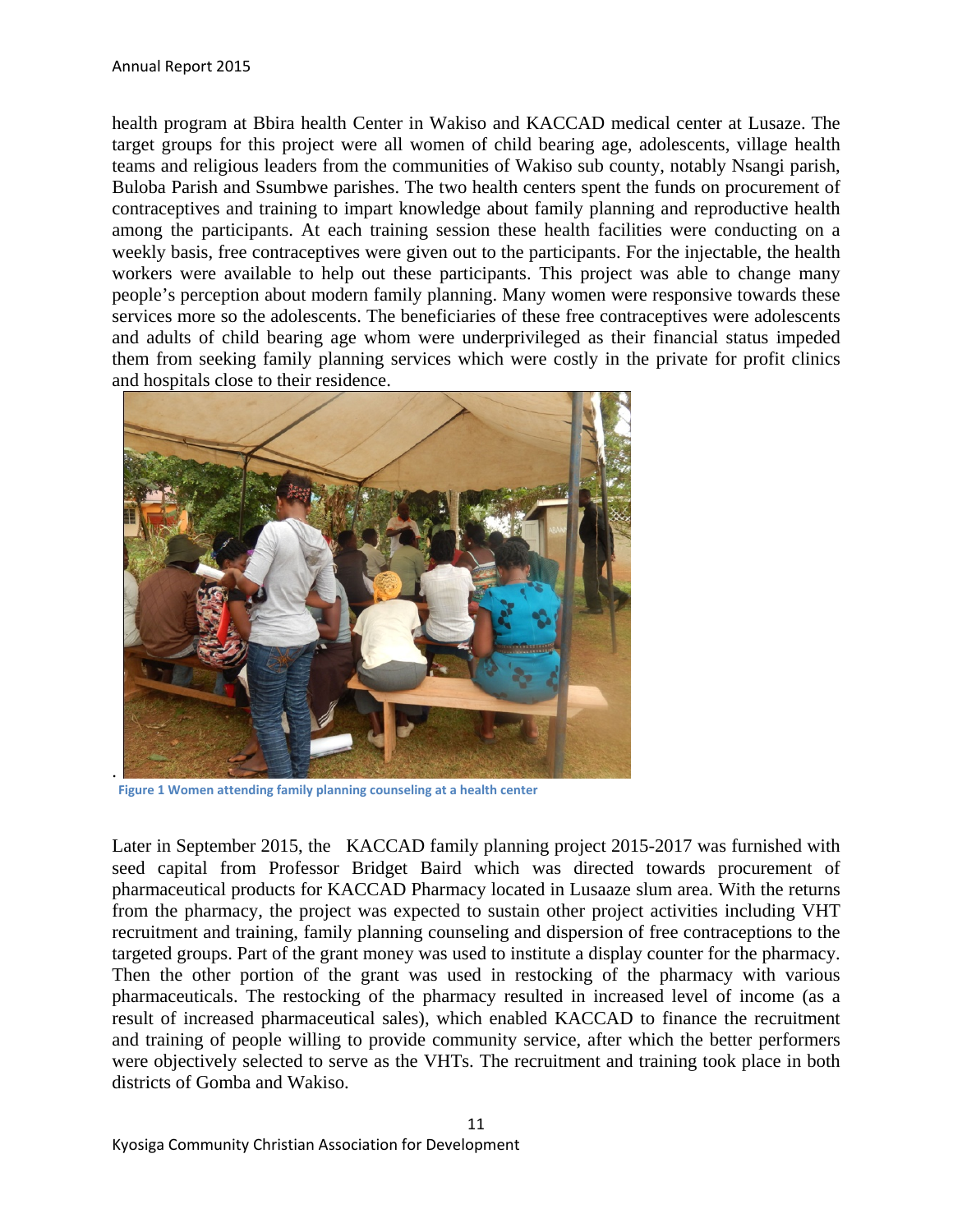health program at Bbira health Center in Wakiso and KACCAD medical center at Lusaze. The target groups for this project were all women of child bearing age, adolescents, village health teams and religious leaders from the communities of Wakiso sub county, notably Nsangi parish, Buloba Parish and Ssumbwe parishes. The two health centers spent the funds on procurement of contraceptives and training to impart knowledge about family planning and reproductive health among the participants. At each training session these health facilities were conducting on a weekly basis, free contraceptives were given out to the participants. For the injectable, the health workers were available to help out these participants. This project was able to change many people's perception about modern family planning. Many women were responsive towards these services more so the adolescents. The beneficiaries of these free contraceptives were adolescents and adults of child bearing age whom were underprivileged as their financial status impeded them from seeking family planning services which were costly in the private for profit clinics and hospitals close to their residence.

**Figure 1 Women attending family planning counseling at a health center**

Later in September 2015, the KACCAD family planning project 2015-2017 was furnished with seed capital from Professor Bridget Baird which was directed towards procurement of pharmaceutical products for KACCAD Pharmacy located in Lusaaze slum area. With the returns from the pharmacy, the project was expected to sustain other project activities including VHT recruitment and training, family planning counseling and dispersion of free contraceptions to the targeted groups. Part of the grant money was used to institute a display counter for the pharmacy. Then the other portion of the grant was used in restocking of the pharmacy with various pharmaceuticals. The restocking of the pharmacy resulted in increased level of income (as a result of increased pharmaceutical sales), which enabled KACCAD to finance the recruitment and training of people willing to provide community service, after which the better performers were objectively selected to serve as the VHTs. The recruitment and training took place in both districts of Gomba and Wakiso.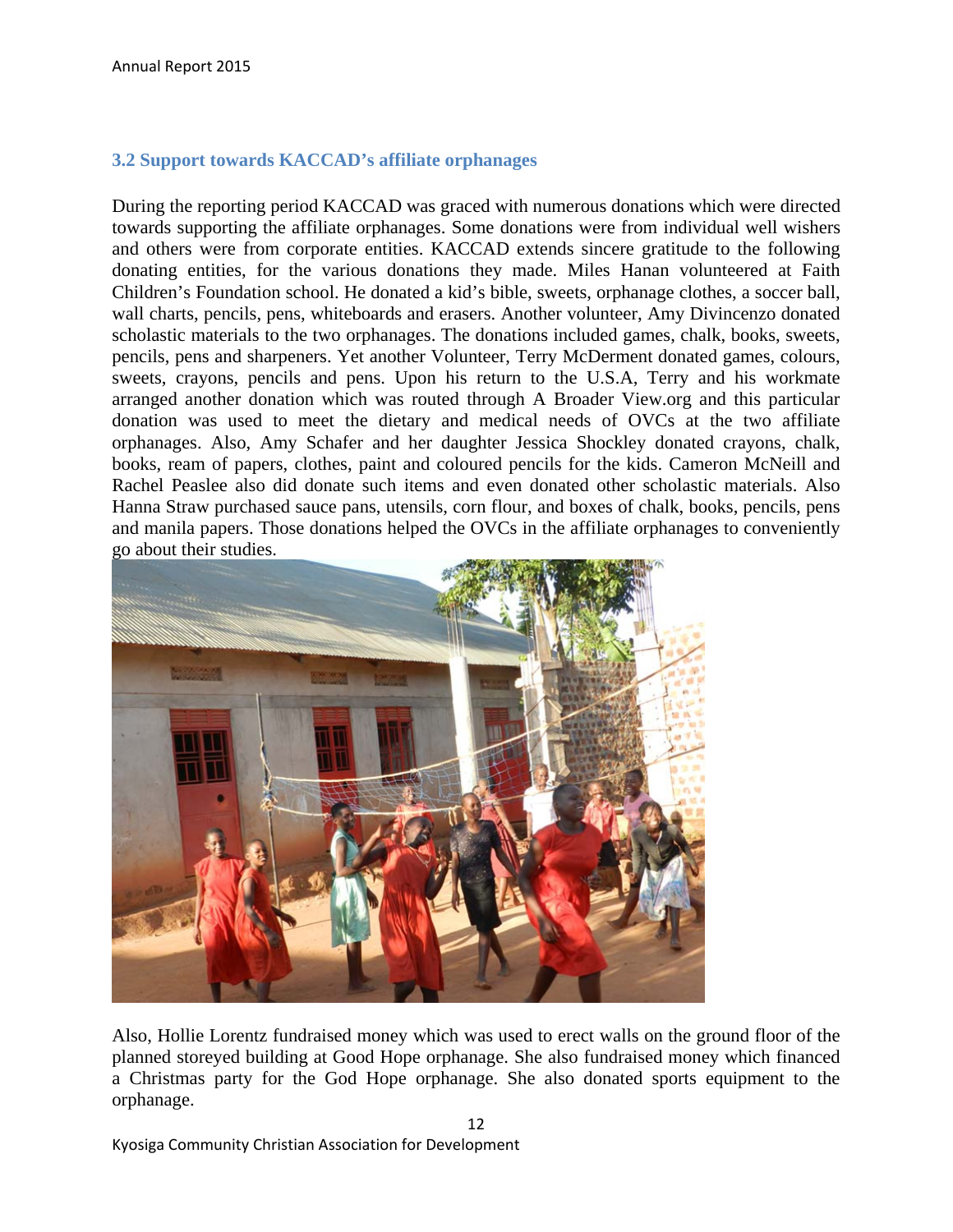### 3.2 Support towards KACCAD's affiliate orphanages

During the reporting period KACCAD was graced with numerous donations which were directed towards supporting the affiliate orphanages. Some donations were from individual well wishers and others were from corporate entities. KACCAD extends sincere gratitude to the following donating entities, for the various donations they made. Miles Hanan volunteered at Faith Children's Foundation school. He donated a kid's bible, sweets, orphanage clothes, a soccer ball, wall charts, pencils, pens, whiteboards and erasers. Another volunteer, Amy Divincenzo donated scholastic materials to the two orphanages. The donations included games, chalk, books, sweets, pencils, pens and sharpeners. Yet another Volunteer, Terry McDerment donated games, colours, sweets, crayons, pencils and pens. Upon his return to the U.S.A, Terry and his workmate arranged another donation which was routed through A Broader View.org and this particular donation was used to meet the dietary and medical needs of OVCs at the two affiliate orphanages. Also, Amy Schafer and her daughter Jessica Shockley donated crayons, chalk, books, ream of papers, clothes, paint and coloured pencils for the kids. Cameron McNeill and Rachel Peaslee also did donate such items and even donated other scholastic materials. Also Hanna Straw purchased sauce pans, utensils, corn flour, and boxes of chalk, books, pencils, pens and manila papers. Those donations helped the OVCs in the affiliate orphanages to conveniently go about their studies.

Also, Hollie Lorentz fundraised money which was used to erect walls on the ground floor of the planned storeyed building at Good Hope orphanage. She also fundraised money which financed a Christmas party for the God Hope orphanage. She also donated sports equipment to the orphanage.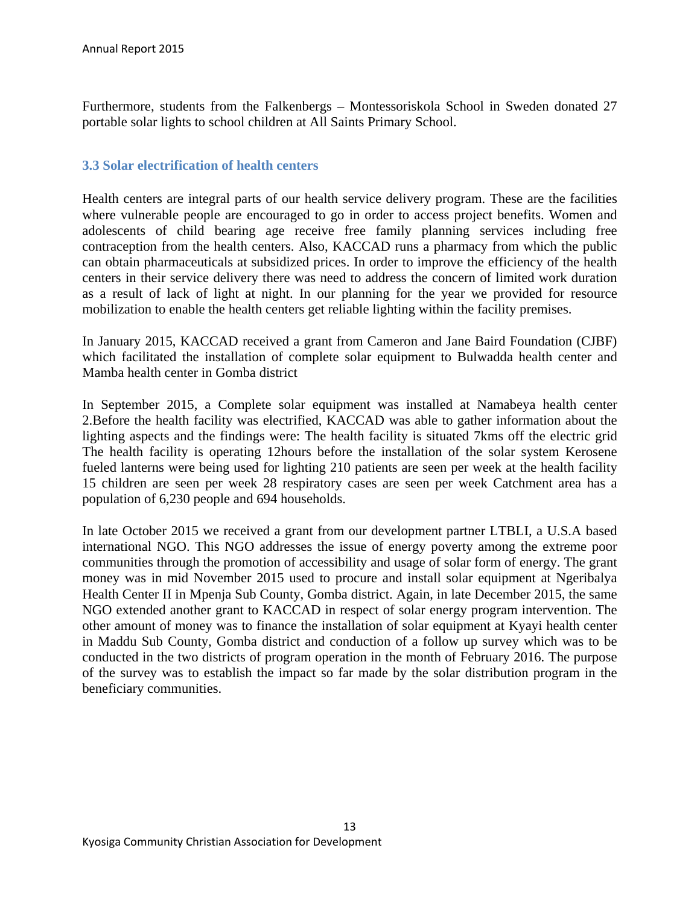Furthermore, students from the Falkenbergs – Montessoriskola School in Sweden donated 27 portable solar lights to school children at All Saints Primary School.

### 3.3 Solar electrification of health centers

Health centers are integral parts of our health service delivery program. These are the facilities where vulnerable people are encouraged to go in order to access project benefits. Women and adolescents of child bearing age receive free family planning services including free contraception from the health centers. Also, KACCAD runs a pharmacy from which the public can obtain pharmaceuticals at subsidized prices. In order to improve the efficiency of the health centers in their service delivery there was need to address the concern of limited work duration as a result of lack of light at night. In our planning for the year we provided for resource mobilization to enable the health centers get reliable lighting within the facility premises.

In January 2015, KACCAD received a grant from Cameron and Jane Baird Foundation (CJBF) which facilitated the installation of complete solar equipment to Bulwadda health center and Mamba health center in Gomba district

In September 2015, a Complete solar equipment was installed at Namabeya health center 2.Before the health facility was electrified, KACCAD was able to gather information about the lighting aspects and the findings were: The health facility is situated 7kms off the electric grid The health facility is operating 12hours before the installation of the solar system Kerosene fueled lanterns were being used for lighting 210 patients are seen per week at the health facility 15 children are seen per week 28 respiratory cases are seen per week Catchment area has a population of 6,230 people and 694 households.

In late October 2015 we received a grant from our development partner LTBLI, a U.S.A based international NGO. This NGO addresses the issue of energy poverty among the extreme poor communities through the promotion of accessibility and usage of solar form of energy. The grant money was in mid November 2015 used to procure and install solar equipment at Ngeribalya Health Center II in Mpenja Sub County, Gomba district. Again, in late December 2015, the same NGO extended another grant to KACCAD in respect of solar energy program intervention. The other amount of money was to finance the installation of solar equipment at Kyayi health center in Maddu Sub County, Gomba district and conduction of a follow up survey which was to be conducted in the two districts of program operation in the month of February 2016. The purpose of the survey was to establish the impact so far made by the solar distribution program in the beneficiary communities.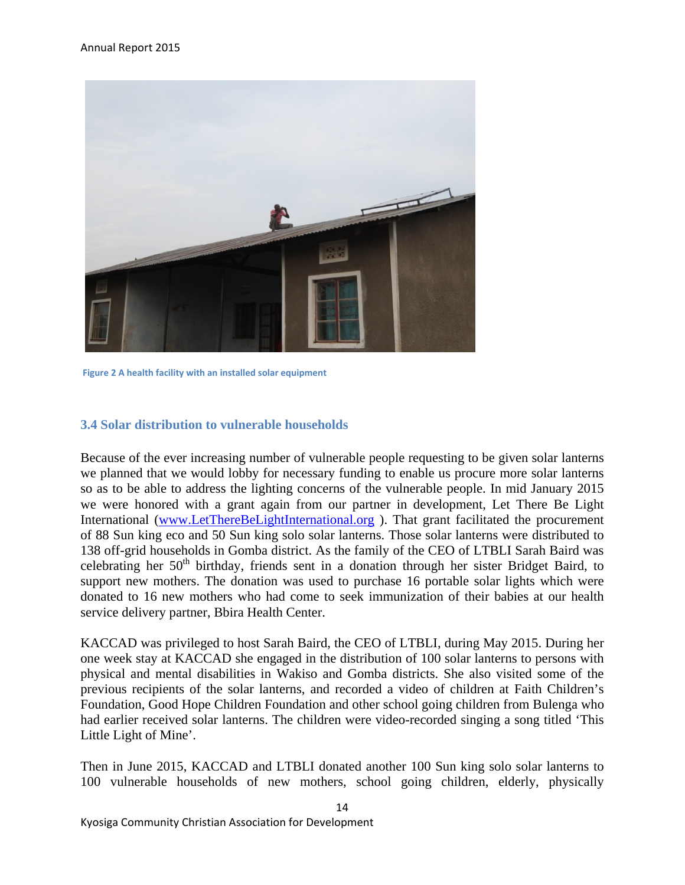Figure 2 A health facility with an installed solar equipment

### 3.4 Solar distribution to vulnerable households

Because of the ever increasing number of vulnerable people requesting to be given solar lanterns we planned that we would lobby for necessary funding to enable us procure more solar lanterns so as to be able to address the lighting concerns of the vulnerable people. In mid January 2015 we were honored with a grant again from our partner in development, Let There Be Light International ([www.LetThereBeLightInternational.org](http://www.LetThereBeLightInternational.org) ). That grant facilitated the procurement of 88 Sun king eco and 50 Sun king solo solar lanterns. Those solar lanterns were distributed to 138 off-grid households in Gomba district. As the family of the CEO of LTBLI Sarah Baird was celebrating her 50th birthday, friends sent in a donation through her sister Bridget Baird, to support new mothers. The donation was used to purchase 16 portable solar lights which were donated to 16 new mothers who had come to seek immunization of their babies at our health service delivery partner, Bbira Health Center.

KACCAD was privileged to host Sarah Baird, the CEO of LTBLI, during May 2015. During her one week stay at KACCAD she engaged in the distribution of 100 solar lanterns to persons with physical and mental disabilities in Wakiso and Gomba districts. She also visited some of the previous recipients of the solar lanterns, and recorded a video of children at Faith Children's Foundation, Good Hope Children Foundation and other school going children from Bulenga who had earlier received solar lanterns. The children were video-recorded singing a song titled 'This Little Light of Mine'.

Then in June 2015, KACCAD and LTBLI donated another 100 Sun king solo solar lanterns to 100 vulnerable households of new mothers, school going children, elderly, physically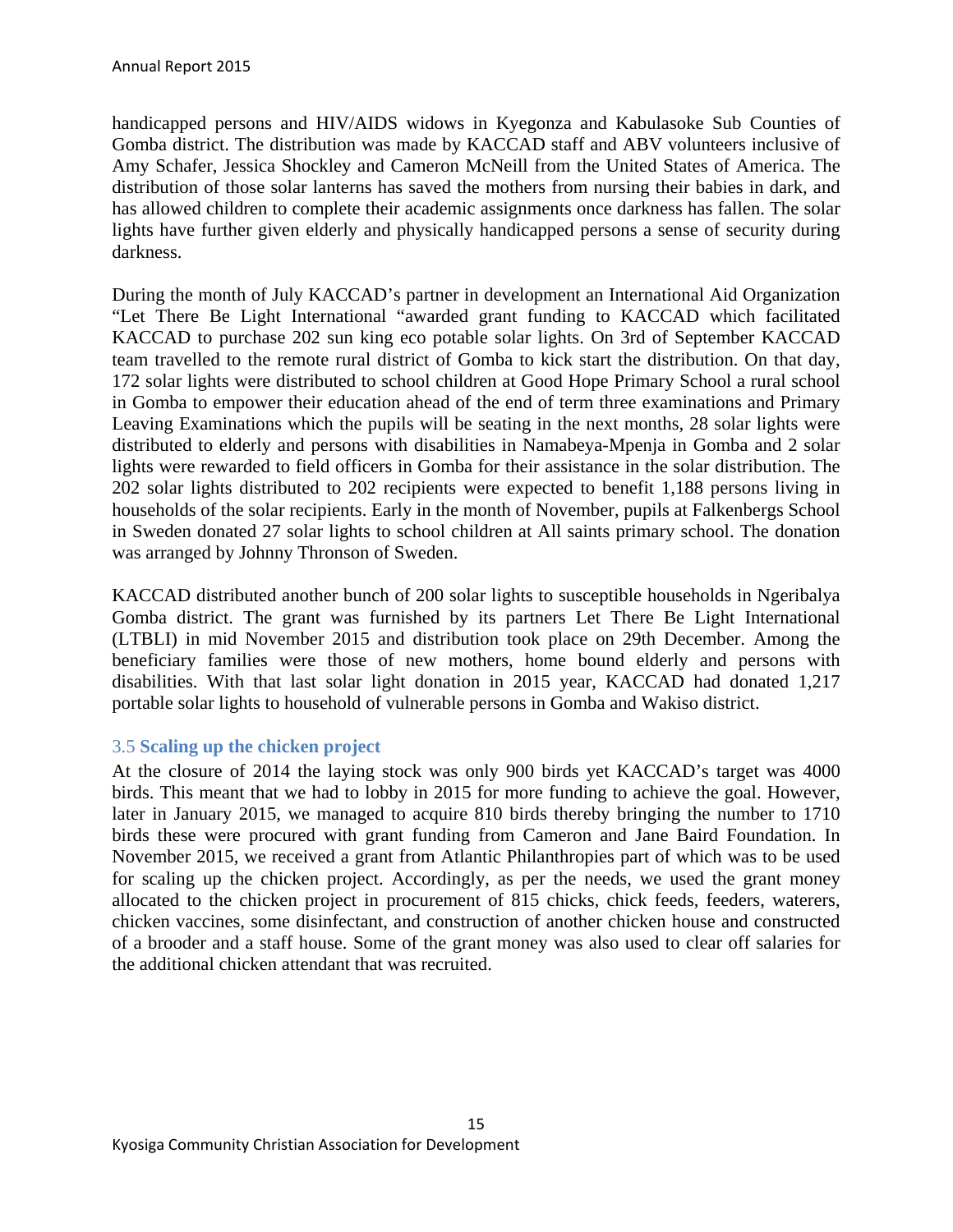handicapped persons and HIV/AIDS widows in Kyegonza and Kabulasoke Sub Counties of Gomba district. The distribution was made by KACCAD staff and ABV volunteers inclusive of Amy Schafer, Jessica Shockley and Cameron McNeill from the United States of America. The distribution of those solar lanterns has saved the mothers from nursing their babies in dark, and has allowed children to complete their academic assignments once darkness has fallen. The solar lights have further given elderly and physically handicapped persons a sense of security during darkness.

During the month of July KACCAD's partner in development an International Aid Organization "Let There Be Light International "awarded grant funding to KACCAD which facilitated KACCAD to purchase 202 sun king eco potable solar lights. On 3rd of September KACCAD team travelled to the remote rural district of Gomba to kick start the distribution. On that day, 172 solar lights were distributed to school children at Good Hope Primary School a rural school in Gomba to empower their education ahead of the end of term three examinations and Primary Leaving Examinations which the pupils will be seating in the next months, 28 solar lights were distributed to elderly and persons with disabilities in Namabeya-Mpenja in Gomba and 2 solar lights were rewarded to field officers in Gomba for their assistance in the solar distribution. The 202 solar lights distributed to 202 recipients were expected to benefit 1,188 persons living in households of the solar recipients. Early in the month of November, pupils at Falkenbergs School in Sweden donated 27 solar lights to school children at All saints primary school. The donation was arranged by Johnny Thronson of Sweden.

KACCAD distributed another bunch of 200 solar lights to susceptible households in Ngeribalya Gomba district. The grant was furnished by its partners Let There Be Light International (LTBLI) in mid November 2015 and distribution took place on 29th December. Among the beneficiary families were those of new mothers, home bound elderly and persons with disabilities. With that last solar light donation in 2015 year, KACCAD had donated 1,217 portable solar lights to household of vulnerable persons in Gomba and Wakiso district.

### 3.5 Scaling up the chicken project

At the closure of 2014 the laying stock was only 900 birds yet KACCAD's target was 4000 birds. This meant that we had to lobby in 2015 for more funding to achieve the goal. However, later in January 2015, we managed to acquire 810 birds thereby bringing the number to 1710 birds these were procured with grant funding from Cameron and Jane Baird Foundation. In November 2015, we received a grant from Atlantic Philanthropies part of which was to be used for scaling up the chicken project. Accordingly, as per the needs, we used the grant money allocated to the chicken project in procurement of 815 chicks, chick feeds, feeders, waterers, chicken vaccines, some disinfectant, and construction of another chicken house and constructed of a brooder and a staff house. Some of the grant money was also used to clear off salaries for the additional chicken attendant that was recruited.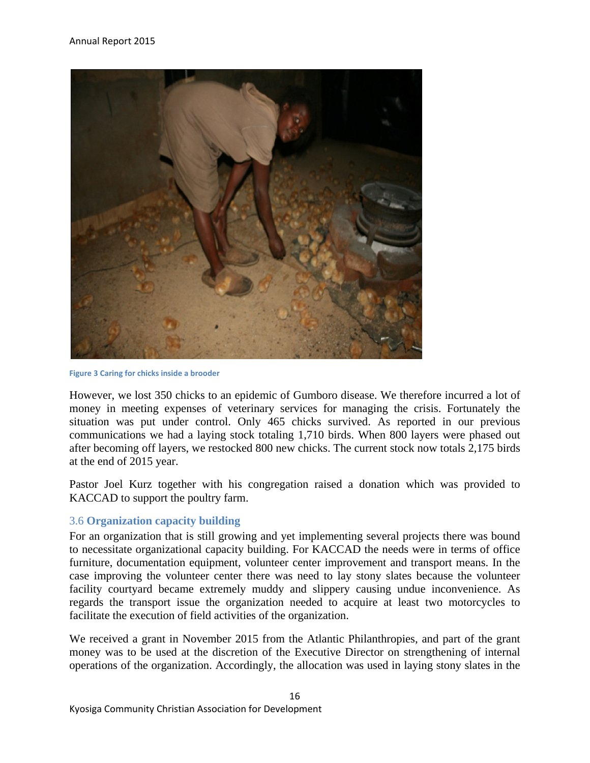Figure 3 Caring for chicks inside a brooder

However, we lost 350 chicks to an epidemic of Gumboro disease. We therefore incurred a lot of money in meeting expenses of veterinary services for managing the crisis. Fortunately the situation was put under control. Only 465 chicks survived. As reported in our previous communications we had a laying stock totaling 1,710 birds. When 800 layers were phased out after becoming off layers, we restocked 800 new chicks. The current stock now totals 2,175 birds at the end of 2015 year.

Pastor Joel Kurz together with his congregation raised a donation which was provided to KACCAD to support the poultry farm.

### 3.6 **Organization capacity building**

For an organization that is still growing and yet implementing several projects there was bound to necessitate organizational capacity building. For KACCAD the needs were in terms of office furniture, documentation equipment, volunteer center improvement and transport means. In the case improving the volunteer center there was need to lay stony slates because the volunteer facility courtyard became extremely muddy and slippery causing undue inconvenience. As regards the transport issue the organization needed to acquire at least two motorcycles to facilitate the execution of field activities of the organization.

We received a grant in November 2015 from the Atlantic Philanthropies, and part of the grant money was to be used at the discretion of the Executive Director on strengthening of internal operations of the organization. Accordingly, the allocation was used in laying stony slates in the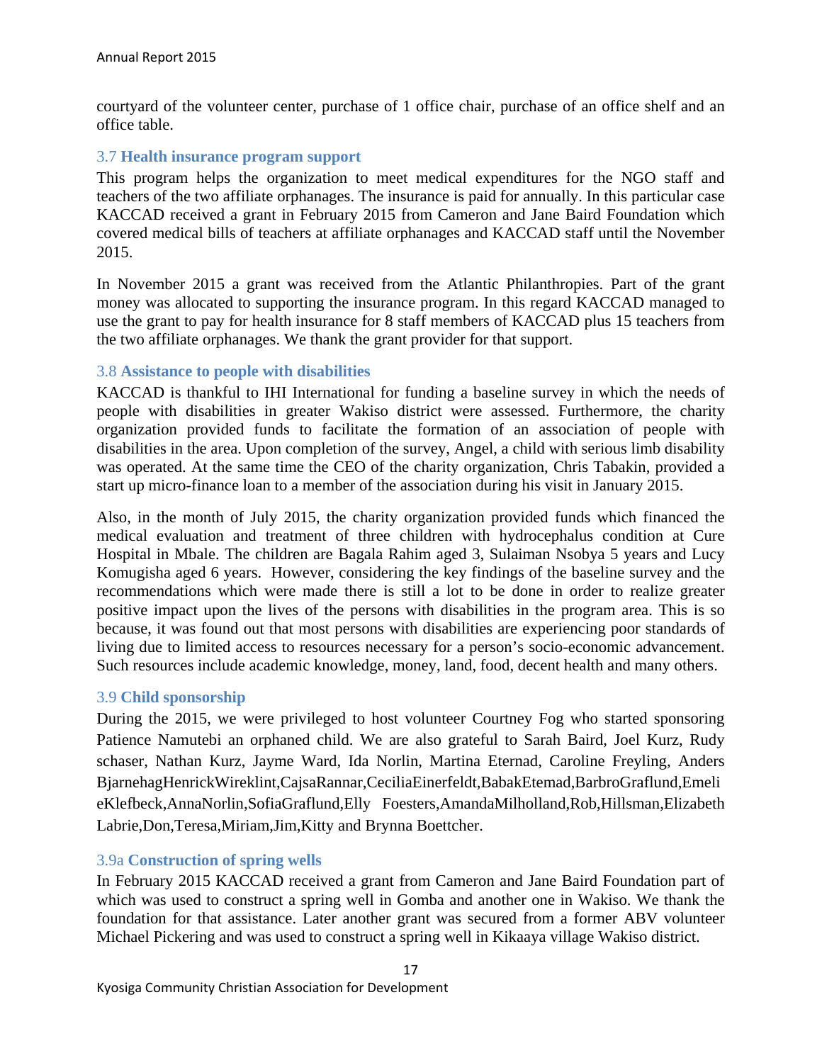courtyard of the volunteer center, purchase of 1 office chair, purchase of an office shelf and an office table.

### 3.7 Health insurance program support

This program helps the organization to meet medical expenditures for the NGO staff and teachers of the two affiliate orphanages. The insurance is paid for annually. In this particular case KACCAD received a grant in February 2015 from Cameron and Jane Baird Foundation which covered medical bills of teachers at affiliate orphanages and KACCAD staff until the November 2015.

In November 2015 a grant was received from the Atlantic Philanthropies. Part of the grant money was allocated to supporting the insurance program. In this regard KACCAD managed to use the grant to pay for health insurance for 8 staff members of KACCAD plus 15 teachers from the two affiliate orphanages. We thank the grant provider for that support.

### 3.8 Assistance to people with disabilities

KACCAD is thankful to IHI International for funding a baseline survey in which the needs of people with disabilities in greater Wakiso district were assessed. Furthermore, the charity organization provided funds to facilitate the formation of an association of people with disabilities in the area. Upon completion of the survey, Angel, a child with serious limb disability was operated. At the same time the CEO of the charity organization, Chris Tabakin, provided a start up micro-finance loan to a member of the association during his visit in January 2015.

Also, in the month of July 2015, the charity organization provided funds which financed the medical evaluation and treatment of three children with hydrocephalus condition at Cure Hospital in Mbale. The children are Bagala Rahim aged 3, Sulaiman Nsobya 5 years and Lucy Komugisha aged 6 years. However, considering the key findings of the baseline survey and the recommendations which were made there is still a lot to be done in order to realize greater positive impact upon the lives of the persons with disabilities in the program area. This is so because, it was found out that most persons with disabilities are experiencing poor standards of living due to limited access to resources necessary for a person's socio-economic advancement. Such resources include academic knowledge, money, land, food, decent health and many others.

### 3.9 Child sponsorship

During the 2015, we were privileged to host volunteer Courtney Fog who started sponsoring Patience Namutebi an orphaned child. We are also grateful to Sarah Baird, Joel Kurz, Rudy schaser, Nathan Kurz, Jayme Ward, Ida Norlin, Martina Eternad, Caroline Freyling, Anders BjarnehagHenrickWireklint,CajsaRannar,CeciliaEinerfeldt,BabakEtemad,BarbroGraflund,EmelieKlefbeck,AnnaNorlin,SofiaGraflund,Elly Foesters,AmandaMilholland,Rob,Hillsman,Elizabeth Labrie,Don,Teresa,Miriam,Jim,Kitty and Brynna Boettcher.

### 3.9a Construction of spring wells

In February 2015 KACCAD received a grant from Cameron and Jane Baird Foundation part of which was used to construct a spring well in Gomba and another one in Wakiso. We thank the foundation for that assistance. Later another grant was secured from a former ABV volunteer Michael Pickering and was used to construct a spring well in Kikaaya village Wakiso district.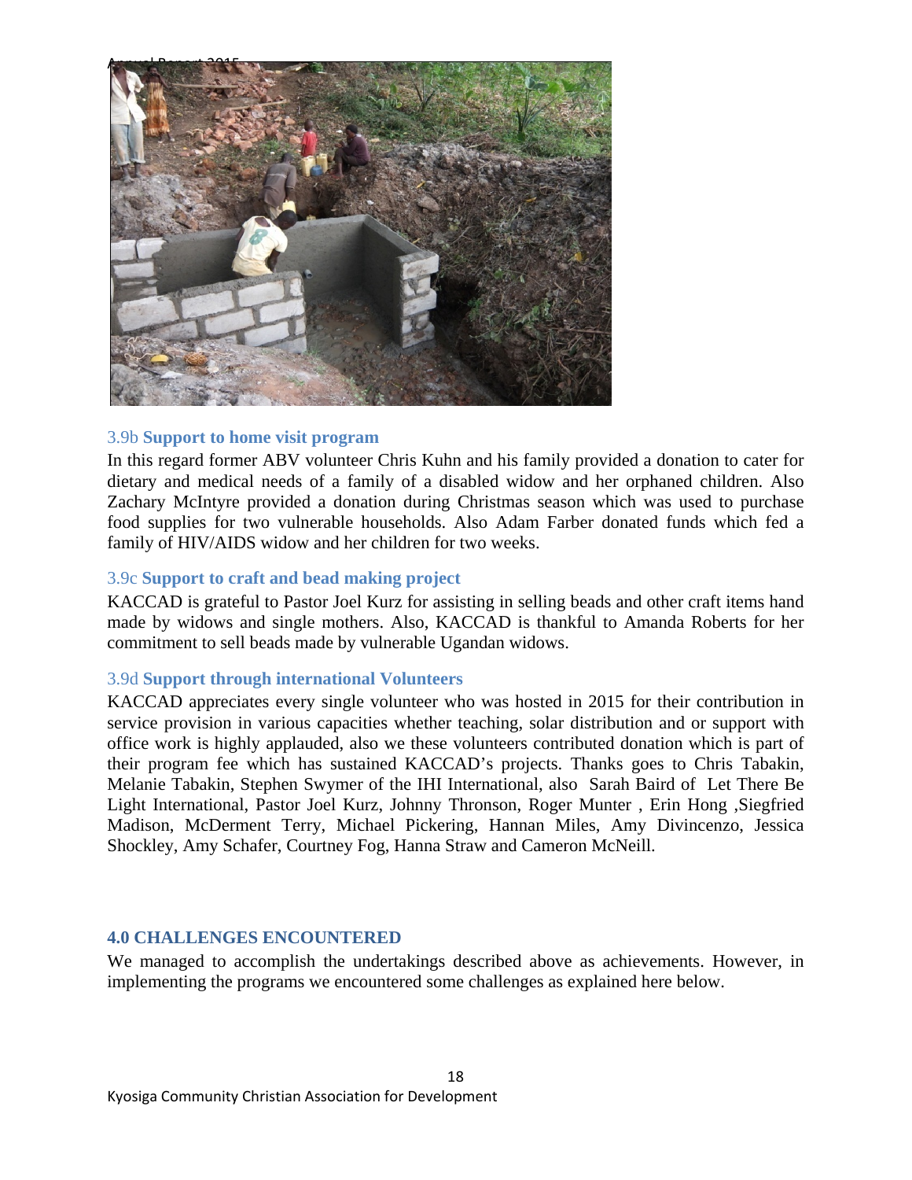### 3.9b Support to home visit program

In this regard former ABV volunteer Chris Kuhn and his family provided a donation to cater for dietary and medical needs of a family of a disabled widow and her orphaned children. Also Zachary McIntyre provided a donation during Christmas season which was used to purchase food supplies for two vulnerable households. Also Adam Farber donated funds which fed a family of HIV/AIDS widow and her children for two weeks.

### 3.9c Support to craft and bead making project

KACCAD is grateful to Pastor Joel Kurz for assisting in selling beads and other craft items hand made by widows and single mothers. Also, KACCAD is thankful to Amanda Roberts for her commitment to sell beads made by vulnerable Ugandan widows.

### 3.9d Support through international Volunteers

KACCAD appreciates every single volunteer who was hosted in 2015 for their contribution in service provision in various capacities whether teaching, solar distribution and or support with office work is highly applauded, also we these volunteers contributed donation which is part of their program fee which has sustained KACCAD's projects. Thanks goes to Chris Tabakin, Melanie Tabakin, Stephen Swymer of the IHI International, also Sarah Baird of Let There Be Light International, Pastor Joel Kurz, Johnny Thronson, Roger Munter , Erin Hong ,Siegfried Madison, McDerment Terry, Michael Pickering, Hannan Miles, Amy Divincenzo, Jessica Shockley, Amy Schafer, Courtney Fog, Hanna Straw and Cameron McNeill.

## 4.0 CHALLENGES ENCOUNTERED

We managed to accomplish the undertakings described above as achievements. However, in implementing the programs we encountered some challenges as explained here below.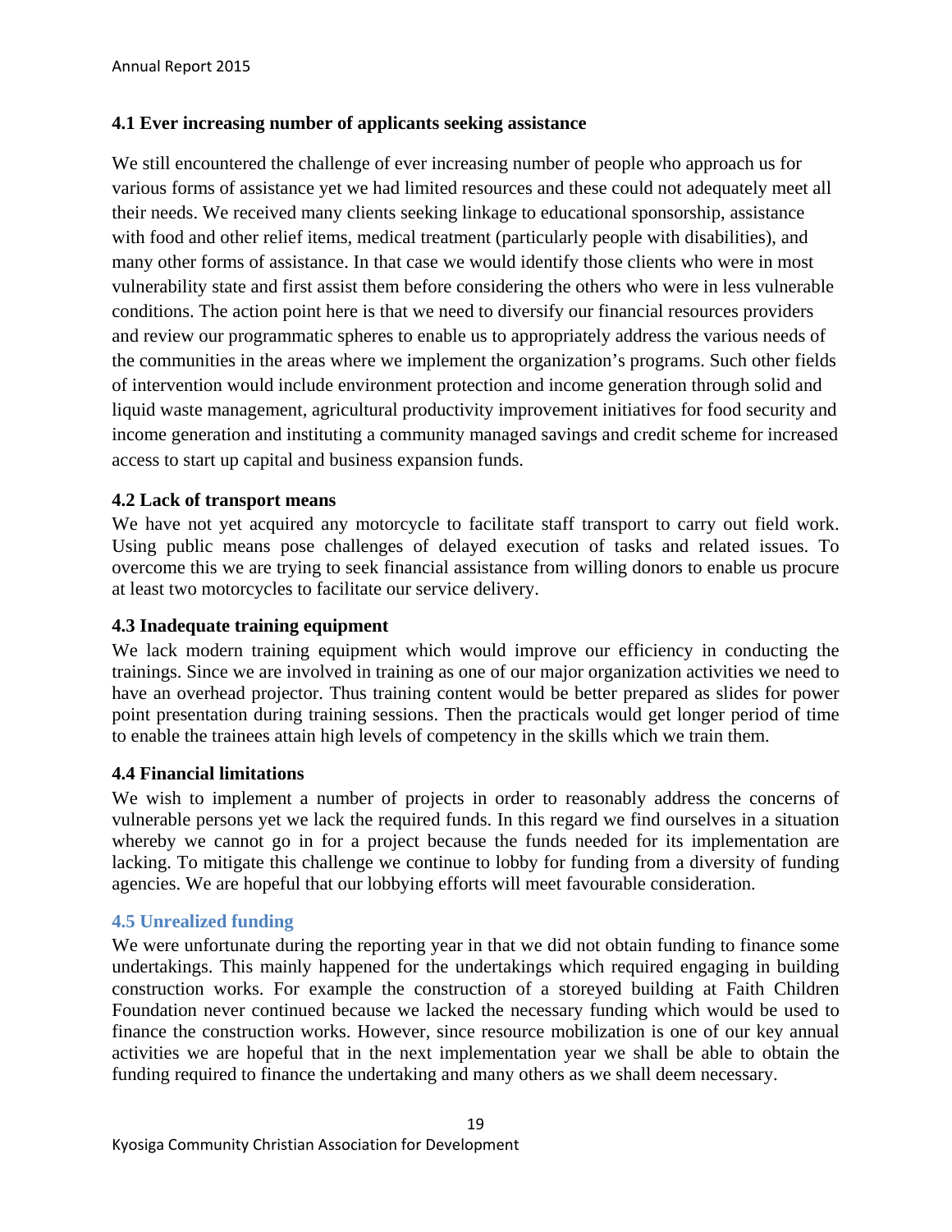### 4.1 Ever increasing number of applicants seeking assistance

We still encountered the challenge of ever increasing number of people who approach us for various forms of assistance yet we had limited resources and these could not adequately meet all their needs. We received many clients seeking linkage to educational sponsorship, assistance with food and other relief items, medical treatment (particularly people with disabilities), and many other forms of assistance. In that case we would identify those clients who were in most vulnerability state and first assist them before considering the others who were in less vulnerable conditions. The action point here is that we need to diversify our financial resources providers and review our programmatic spheres to enable us to appropriately address the various needs of the communities in the areas where we implement the organization's programs. Such other fields of intervention would include environment protection and income generation through solid and liquid waste management, agricultural productivity improvement initiatives for food security and income generation and instituting a community managed savings and credit scheme for increased access to start up capital and business expansion funds.

### 4.2 Lack of transport means

We have not yet acquired any motorcycle to facilitate staff transport to carry out field work. Using public means pose challenges of delayed execution of tasks and related issues. To overcome this we are trying to seek financial assistance from willing donors to enable us procure at least two motorcycles to facilitate our service delivery.

### 4.3 Inadequate training equipment

We lack modern training equipment which would improve our efficiency in conducting the trainings. Since we are involved in training as one of our major organization activities we need to have an overhead projector. Thus training content would be better prepared as slides for power point presentation during training sessions. Then the practicals would get longer period of time to enable the trainees attain high levels of competency in the skills which we train them.

### 4.4 Financial limitations

We wish to implement a number of projects in order to reasonably address the concerns of vulnerable persons yet we lack the required funds. In this regard we find ourselves in a situation whereby we cannot go in for a project because the funds needed for its implementation are lacking. To mitigate this challenge we continue to lobby for funding from a diversity of funding agencies. We are hopeful that our lobbying efforts will meet favourable consideration.

### 4.5 Unrealized funding

We were unfortunate during the reporting year in that we did not obtain funding to finance some undertakings. This mainly happened for the undertakings which required engaging in building construction works. For example the construction of a storeyed building at Faith Children Foundation never continued because we lacked the necessary funding which would be used to finance the construction works. However, since resource mobilization is one of our key annual activities we are hopeful that in the next implementation year we shall be able to obtain the funding required to finance the undertaking and many others as we shall deem necessary.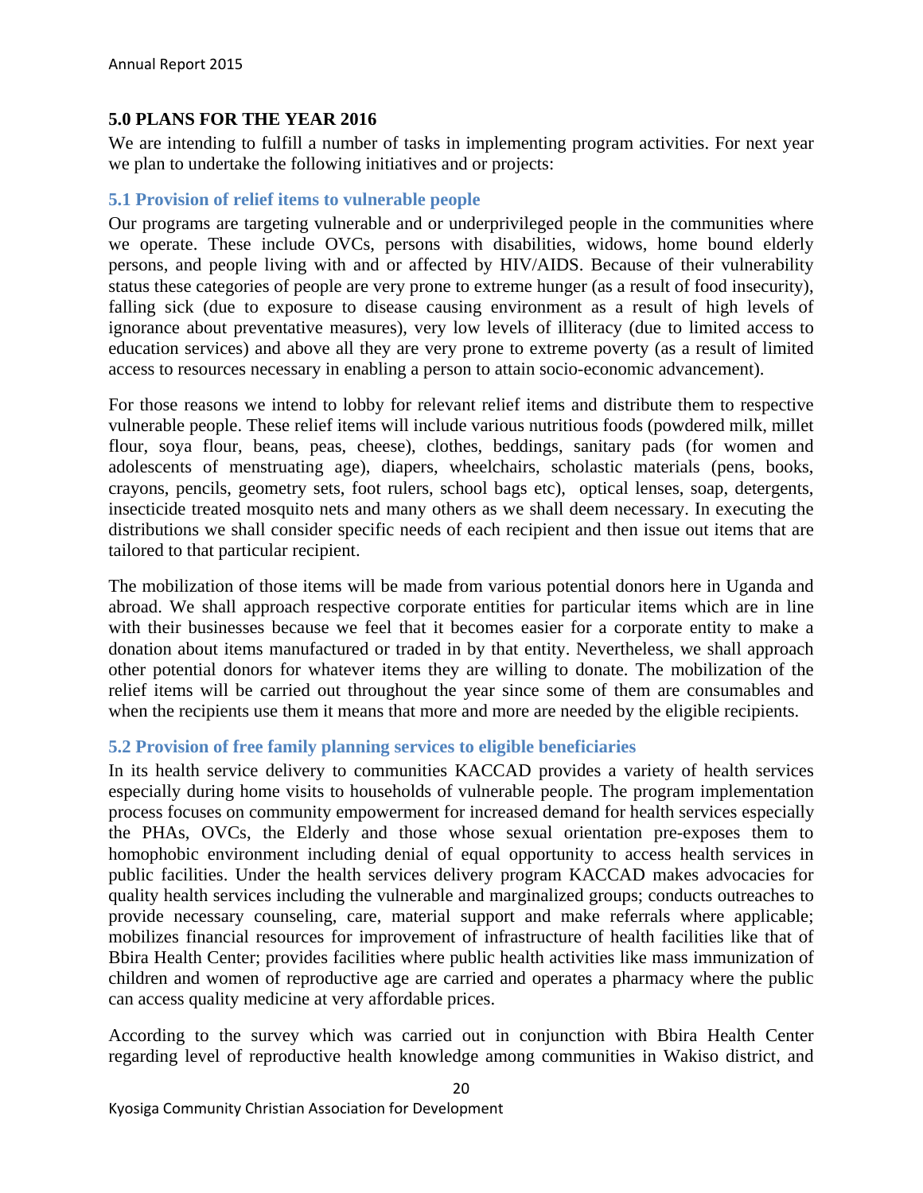## 5.0 PLANS FOR THE YEAR 2016

We are intending to fulfill a number of tasks in implementing program activities. For next year we plan to undertake the following initiatives and or projects:

### 5.1 Provision of relief items to vulnerable people

Our programs are targeting vulnerable and or underprivileged people in the communities where we operate. These include OVCs, persons with disabilities, widows, home bound elderly persons, and people living with and or affected by HIV/AIDS. Because of their vulnerability status these categories of people are very prone to extreme hunger (as a result of food insecurity), falling sick (due to exposure to disease causing environment as a result of high levels of ignorance about preventative measures), very low levels of illiteracy (due to limited access to education services) and above all they are very prone to extreme poverty (as a result of limited access to resources necessary in enabling a person to attain socio-economic advancement).

For those reasons we intend to lobby for relevant relief items and distribute them to respective vulnerable people. These relief items will include various nutritious foods (powdered milk, millet flour, soya flour, beans, peas, cheese), clothes, beddings, sanitary pads (for women and adolescents of menstruating age), diapers, wheelchairs, scholastic materials (pens, books, crayons, pencils, geometry sets, foot rulers, school bags etc), optical lenses, soap, detergents, insecticide treated mosquito nets and many others as we shall deem necessary. In executing the distributions we shall consider specific needs of each recipient and then issue out items that are tailored to that particular recipient.

The mobilization of those items will be made from various potential donors here in Uganda and abroad. We shall approach respective corporate entities for particular items which are in line with their businesses because we feel that it becomes easier for a corporate entity to make a donation about items manufactured or traded in by that entity. Nevertheless, we shall approach other potential donors for whatever items they are willing to donate. The mobilization of the relief items will be carried out throughout the year since some of them are consumables and when the recipients use them it means that more and more are needed by the eligible recipients.

### 5.2 Provision of free family planning services to eligible beneficiaries

In its health service delivery to communities KACCAD provides a variety of health services especially during home visits to households of vulnerable people. The program implementation process focuses on community empowerment for increased demand for health services especially the PHAs, OVCs, the Elderly and those whose sexual orientation pre-exposes them to homophobic environment including denial of equal opportunity to access health services in public facilities. Under the health services delivery program KACCAD makes advocacies for quality health services including the vulnerable and marginalized groups; conducts outreaches to provide necessary counseling, care, material support and make referrals where applicable; mobilizes financial resources for improvement of infrastructure of health facilities like that of Bbira Health Center; provides facilities where public health activities like mass immunization of children and women of reproductive age are carried and operates a pharmacy where the public can access quality medicine at very affordable prices.

According to the survey which was carried out in conjunction with Bbira Health Center regarding level of reproductive health knowledge among communities in Wakiso district, and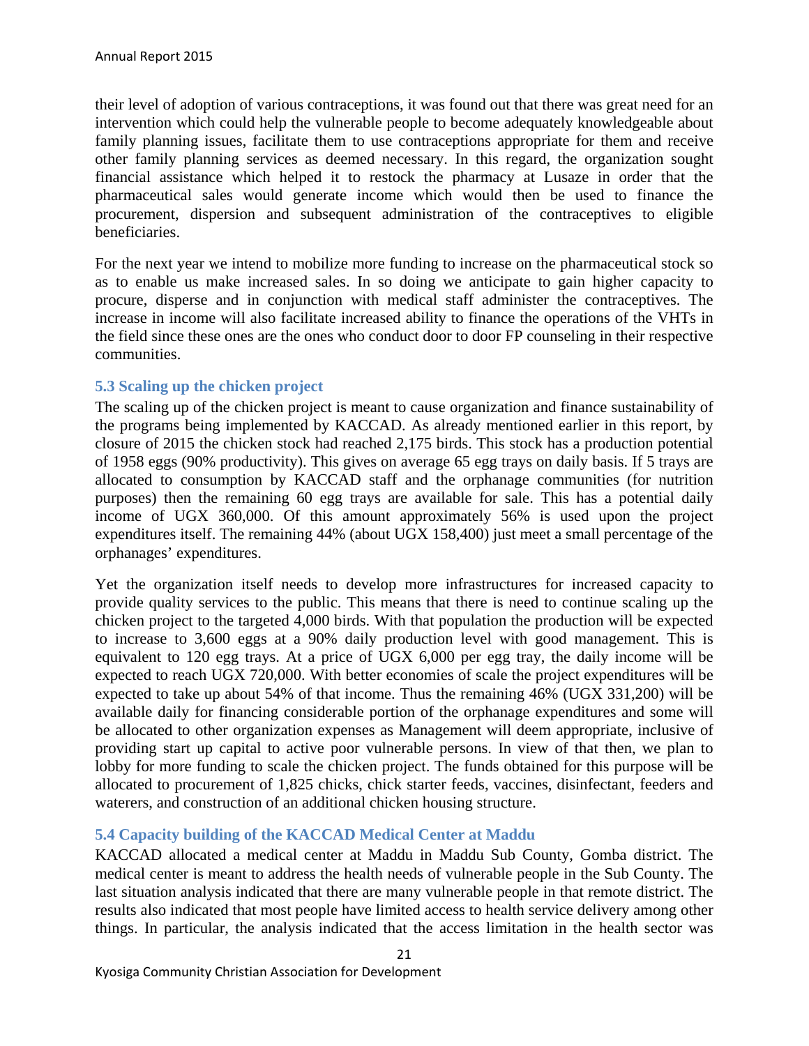their level of adoption of various contraceptions, it was found out that there was great need for an intervention which could help the vulnerable people to become adequately knowledgeable about family planning issues, facilitate them to use contraceptions appropriate for them and receive other family planning services as deemed necessary. In this regard, the organization sought financial assistance which helped it to restock the pharmacy at Lusaze in order that the pharmaceutical sales would generate income which would then be used to finance the procurement, dispersion and subsequent administration of the contraceptives to eligible beneficiaries.

For the next year we intend to mobilize more funding to increase on the pharmaceutical stock so as to enable us make increased sales. In so doing we anticipate to gain higher capacity to procure, disperse and in conjunction with medical staff administer the contraceptives. The increase in income will also facilitate increased ability to finance the operations of the VHTs in the field since these ones are the ones who conduct door to door FP counseling in their respective communities.

### 5.3 Scaling up the chicken project

The scaling up of the chicken project is meant to cause organization and finance sustainability of the programs being implemented by KACCAD. As already mentioned earlier in this report, by closure of 2015 the chicken stock had reached 2,175 birds. This stock has a production potential of 1958 eggs (90% productivity). This gives on average 65 egg trays on daily basis. If 5 trays are allocated to consumption by KACCAD staff and the orphanage communities (for nutrition purposes) then the remaining 60 egg trays are available for sale. This has a potential daily income of UGX 360,000. Of this amount approximately 56% is used upon the project expenditures itself. The remaining 44% (about UGX 158,400) just meet a small percentage of the orphanages' expenditures.

Yet the organization itself needs to develop more infrastructures for increased capacity to provide quality services to the public. This means that there is need to continue scaling up the chicken project to the targeted 4,000 birds. With that population the production will be expected to increase to 3,600 eggs at a 90% daily production level with good management. This is equivalent to 120 egg trays. At a price of UGX 6,000 per egg tray, the daily income will be expected to reach UGX 720,000. With better economies of scale the project expenditures will be expected to take up about 54% of that income. Thus the remaining 46% (UGX 331,200) will be available daily for financing considerable portion of the orphanage expenditures and some will be allocated to other organization expenses as Management will deem appropriate, inclusive of providing start up capital to active poor vulnerable persons. In view of that then, we plan to lobby for more funding to scale the chicken project. The funds obtained for this purpose will be allocated to procurement of 1,825 chicks, chick starter feeds, vaccines, disinfectant, feeders and waterers, and construction of an additional chicken housing structure.

### 5.4 Capacity building of the KACCAD Medical Center at Maddu

KACCAD allocated a medical center at Maddu in Maddu Sub County, Gomba district. The medical center is meant to address the health needs of vulnerable people in the Sub County. The last situation analysis indicated that there are many vulnerable people in that remote district. The results also indicated that most people have limited access to health service delivery among other things. In particular, the analysis indicated that the access limitation in the health sector was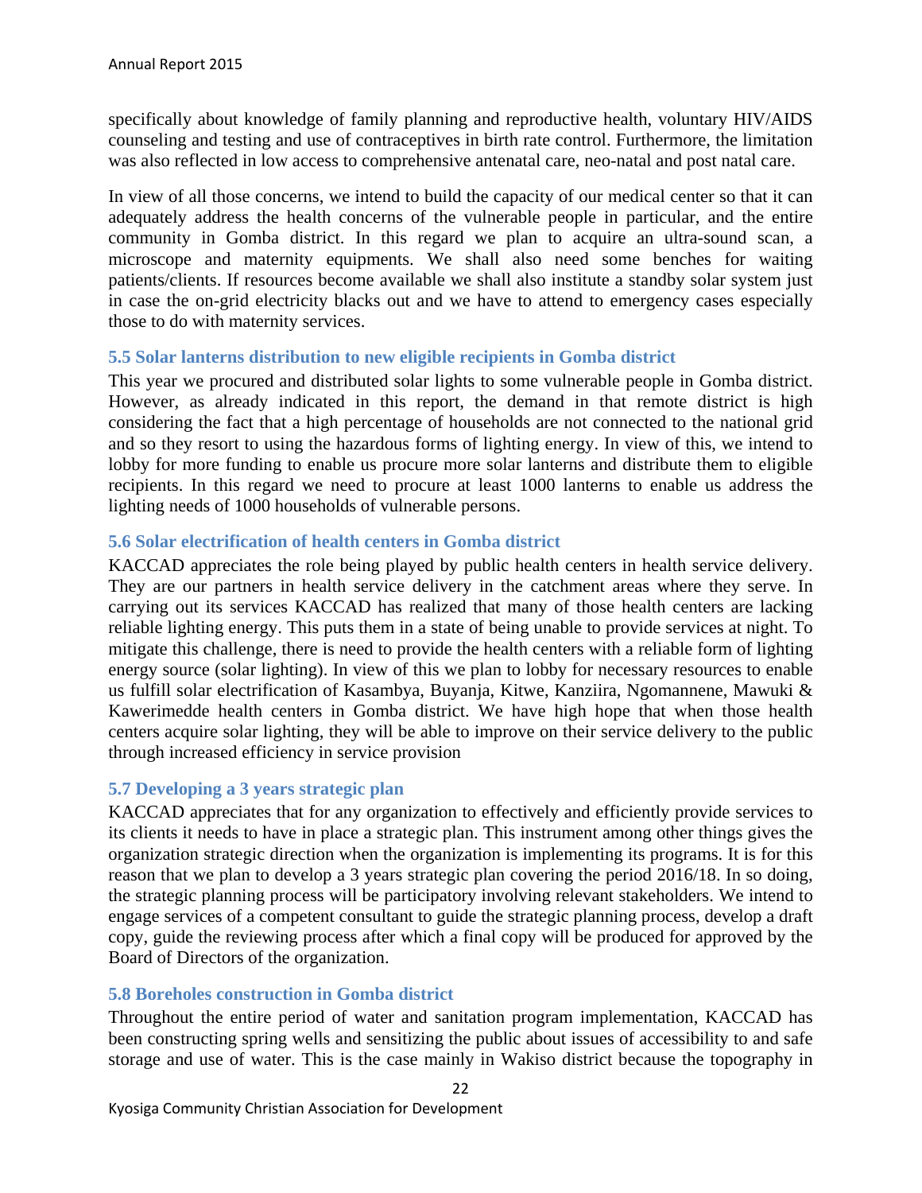specifically about knowledge of family planning and reproductive health, voluntary HIV/AIDS counseling and testing and use of contraceptives in birth rate control. Furthermore, the limitation was also reflected in low access to comprehensive antenatal care, neo-natal and post natal care.

In view of all those concerns, we intend to build the capacity of our medical center so that it can adequately address the health concerns of the vulnerable people in particular, and the entire community in Gomba district. In this regard we plan to acquire an ultra-sound scan, a microscope and maternity equipments. We shall also need some benches for waiting patients/clients. If resources become available we shall also institute a standby solar system just in case the on-grid electricity blacks out and we have to attend to emergency cases especially those to do with maternity services.

### 5.5 Solar lanterns distribution to new eligible recipients in Gomba district

This year we procured and distributed solar lights to some vulnerable people in Gomba district. However, as already indicated in this report, the demand in that remote district is high considering the fact that a high percentage of households are not connected to the national grid and so they resort to using the hazardous forms of lighting energy. In view of this, we intend to lobby for more funding to enable us procure more solar lanterns and distribute them to eligible recipients. In this regard we need to procure at least 1000 lanterns to enable us address the lighting needs of 1000 households of vulnerable persons.

### 5.6 Solar electrification of health centers in Gomba district

KACCAD appreciates the role being played by public health centers in health service delivery. They are our partners in health service delivery in the catchment areas where they serve. In carrying out its services KACCAD has realized that many of those health centers are lacking reliable lighting energy. This puts them in a state of being unable to provide services at night. To mitigate this challenge, there is need to provide the health centers with a reliable form of lighting energy source (solar lighting). In view of this we plan to lobby for necessary resources to enable us fulfill solar electrification of Kasambya, Buyanja, Kitwe, Kanziira, Ngomannene, Mawuki & Kawerimedde health centers in Gomba district. We have high hope that when those health centers acquire solar lighting, they will be able to improve on their service delivery to the public through increased efficiency in service provision

### 5.7 Developing a 3 years strategic plan

KACCAD appreciates that for any organization to effectively and efficiently provide services to its clients it needs to have in place a strategic plan. This instrument among other things gives the organization strategic direction when the organization is implementing its programs. It is for this reason that we plan to develop a 3 years strategic plan covering the period 2016/18. In so doing, the strategic planning process will be participatory involving relevant stakeholders. We intend to engage services of a competent consultant to guide the strategic planning process, develop a draft copy, guide the reviewing process after which a final copy will be produced for approved by the Board of Directors of the organization.

### 5.8 Boreholes construction in Gomba district

Throughout the entire period of water and sanitation program implementation, KACCAD has been constructing spring wells and sensitizing the public about issues of accessibility to and safe storage and use of water. This is the case mainly in Wakiso district because the topography in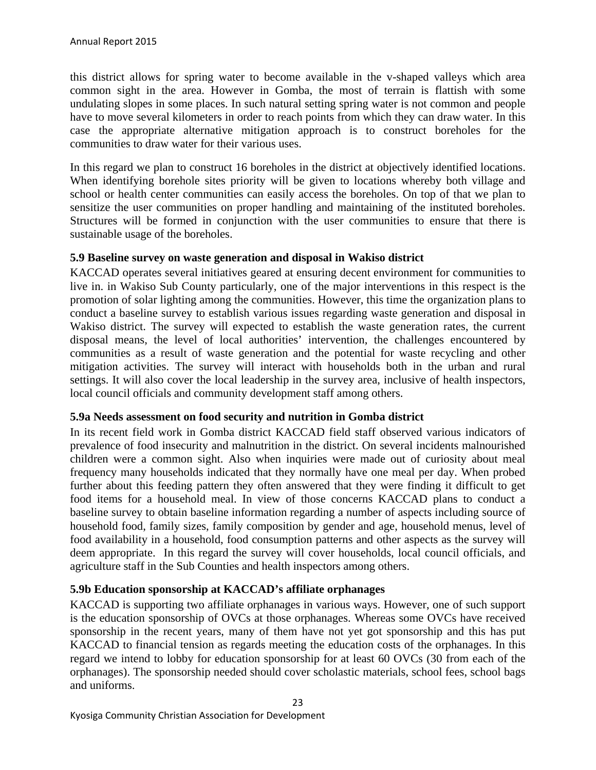this district allows for spring water to become available in the v-shaped valleys which area common sight in the area. However in Gomba, the most of terrain is flattish with some undulating slopes in some places. In such natural setting spring water is not common and people have to move several kilometers in order to reach points from which they can draw water. In this case the appropriate alternative mitigation approach is to construct boreholes for the communities to draw water for their various uses.

In this regard we plan to construct 16 boreholes in the district at objectively identified locations. When identifying borehole sites priority will be given to locations whereby both village and school or health center communities can easily access the boreholes. On top of that we plan to sensitize the user communities on proper handling and maintaining of the instituted boreholes. Structures will be formed in conjunction with the user communities to ensure that there is sustainable usage of the boreholes.

### 5.9 Baseline survey on waste generation and disposal in Wakiso district

KACCAD operates several initiatives geared at ensuring decent environment for communities to live in. in Wakiso Sub County particularly, one of the major interventions in this respect is the promotion of solar lighting among the communities. However, this time the organization plans to conduct a baseline survey to establish various issues regarding waste generation and disposal in Wakiso district. The survey will expected to establish the waste generation rates, the current disposal means, the level of local authorities' intervention, the challenges encountered by communities as a result of waste generation and the potential for waste recycling and other mitigation activities. The survey will interact with households both in the urban and rural settings. It will also cover the local leadership in the survey area, inclusive of health inspectors, local council officials and community development staff among others.

### 5.9a Needs assessment on food security and nutrition in Gomba district

In its recent field work in Gomba district KACCAD field staff observed various indicators of prevalence of food insecurity and malnutrition in the district. On several incidents malnourished children were a common sight. Also when inquiries were made out of curiosity about meal frequency many households indicated that they normally have one meal per day. When probed further about this feeding pattern they often answered that they were finding it difficult to get food items for a household meal. In view of those concerns KACCAD plans to conduct a baseline survey to obtain baseline information regarding a number of aspects including source of household food, family sizes, family composition by gender and age, household menus, level of food availability in a household, food consumption patterns and other aspects as the survey will deem appropriate. In this regard the survey will cover households, local council officials, and agriculture staff in the Sub Counties and health inspectors among others.

### 5.9b Education sponsorship at KACCAD's affiliate orphanages

KACCAD is supporting two affiliate orphanages in various ways. However, one of such support is the education sponsorship of OVCs at those orphanages. Whereas some OVCs have received sponsorship in the recent years, many of them have not yet got sponsorship and this has put KACCAD to financial tension as regards meeting the education costs of the orphanages. In this regard we intend to lobby for education sponsorship for at least 60 OVCs (30 from each of the orphanages). The sponsorship needed should cover scholastic materials, school fees, school bags and uniforms.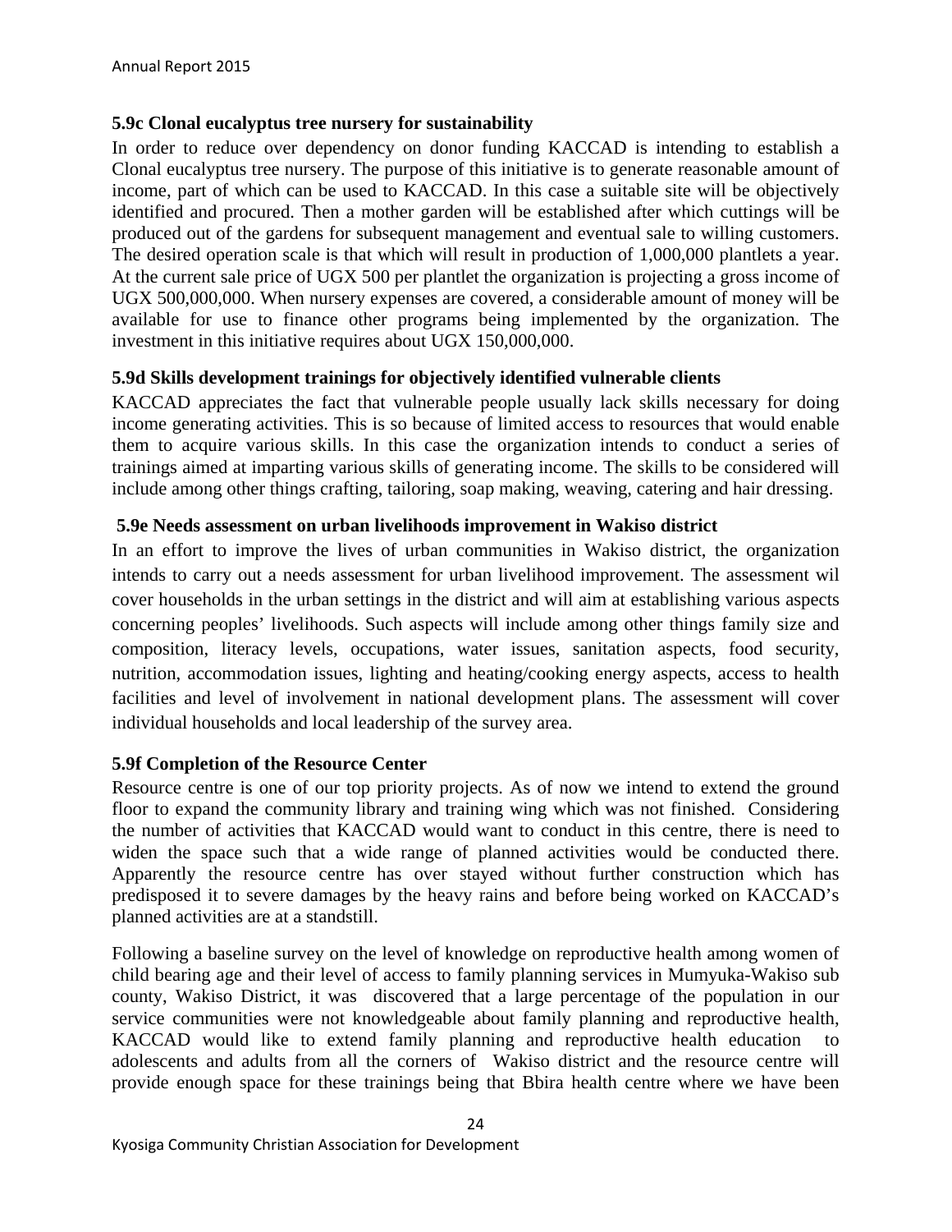### 5.9c Clonal eucalyptus tree nursery for sustainability

In order to reduce over dependency on donor funding KACCAD is intending to establish a Clonal eucalyptus tree nursery. The purpose of this initiative is to generate reasonable amount of income, part of which can be used to KACCAD. In this case a suitable site will be objectively identified and procured. Then a mother garden will be established after which cuttings will be produced out of the gardens for subsequent management and eventual sale to willing customers. The desired operation scale is that which will result in production of 1,000,000 plantlets a year. At the current sale price of UGX 500 per plantlet the organization is projecting a gross income of UGX 500,000,000. When nursery expenses are covered, a considerable amount of money will be available for use to finance other programs being implemented by the organization. The investment in this initiative requires about UGX 150,000,000.

### 5.9d Skills development trainings for objectively identified vulnerable clients

KACCAD appreciates the fact that vulnerable people usually lack skills necessary for doing income generating activities. This is so because of limited access to resources that would enable them to acquire various skills. In this case the organization intends to conduct a series of trainings aimed at imparting various skills of generating income. The skills to be considered will include among other things crafting, tailoring, soap making, weaving, catering and hair dressing.

### 5.9e Needs assessment on urban livelihoods improvement in Wakiso district

In an effort to improve the lives of urban communities in Wakiso district, the organization intends to carry out a needs assessment for urban livelihood improvement. The assessment wil cover households in the urban settings in the district and will aim at establishing various aspects concerning peoples' livelihoods. Such aspects will include among other things family size and composition, literacy levels, occupations, water issues, sanitation aspects, food security, nutrition, accommodation issues, lighting and heating/cooking energy aspects, access to health facilities and level of involvement in national development plans. The assessment will cover individual households and local leadership of the survey area.

### 5.9f Completion of the Resource Center

Resource centre is one of our top priority projects. As of now we intend to extend the ground floor to expand the community library and training wing which was not finished. Considering the number of activities that KACCAD would want to conduct in this centre, there is need to widen the space such that a wide range of planned activities would be conducted there. Apparently the resource centre has over stayed without further construction which has predisposed it to severe damages by the heavy rains and before being worked on KACCAD's planned activities are at a standstill.

Following a baseline survey on the level of knowledge on reproductive health among women of child bearing age and their level of access to family planning services in Mumyuka-Wakiso sub county, Wakiso District, it was discovered that a large percentage of the population in our service communities were not knowledgeable about family planning and reproductive health, KACCAD would like to extend family planning and reproductive health education to adolescents and adults from all the corners of Wakiso district and the resource centre will provide enough space for these trainings being that Bbira health centre where we have been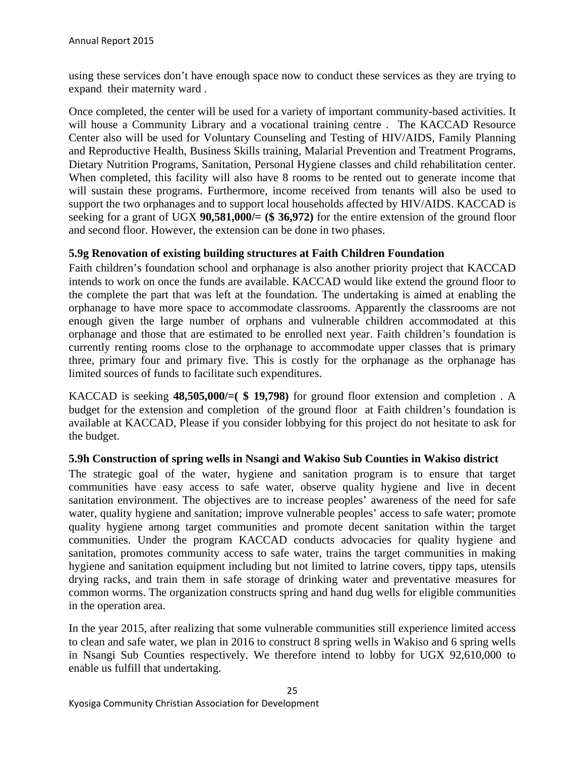using these services don't have enough space now to conduct these services as they are trying to expand their maternity ward .

Once completed, the center will be used for a variety of important community-based activities. It will house a Community Library and a vocational training centre . The KACCAD Resource Center also will be used for Voluntary Counseling and Testing of HIV/AIDS, Family Planning and Reproductive Health, Business Skills training, Malarial Prevention and Treatment Programs, Dietary Nutrition Programs, Sanitation, Personal Hygiene classes and child rehabilitation center. When completed, this facility will also have 8 rooms to be rented out to generate income that will sustain these programs. Furthermore, income received from tenants will also be used to support the two orphanages and to support local households affected by HIV/AIDS. KACCAD is seeking for a grant of UGX **90,581,000/= ($ 36,972)** for the entire extension of the ground floor and second floor. However, the extension can be done in two phases.

### 5.9g Renovation of existing building structures at Faith Children Foundation

Faith children's foundation school and orphanage is also another priority project that KACCAD intends to work on once the funds are available. KACCAD would like extend the ground floor to the complete the part that was left at the foundation. The undertaking is aimed at enabling the orphanage to have more space to accommodate classrooms. Apparently the classrooms are not enough given the large number of orphans and vulnerable children accommodated at this orphanage and those that are estimated to be enrolled next year. Faith children's foundation is currently renting rooms close to the orphanage to accommodate upper classes that is primary three, primary four and primary five. This is costly for the orphanage as the orphanage has limited sources of funds to facilitate such expenditures.

KACCAD is seeking **48,505,000/=( $ 19,798)** for ground floor extension and completion . A budget for the extension and completion of the ground floor at Faith children's foundation is available at KACCAD, Please if you consider lobbying for this project do not hesitate to ask for the budget.

### 5.9h Construction of spring wells in Nsangi and Wakiso Sub Counties in Wakiso district

The strategic goal of the water, hygiene and sanitation program is to ensure that target communities have easy access to safe water, observe quality hygiene and live in decent sanitation environment. The objectives are to increase peoples' awareness of the need for safe water, quality hygiene and sanitation; improve vulnerable peoples' access to safe water; promote quality hygiene among target communities and promote decent sanitation within the target communities. Under the program KACCAD conducts advocacies for quality hygiene and sanitation, promotes community access to safe water, trains the target communities in making hygiene and sanitation equipment including but not limited to latrine covers, tippy taps, utensils drying racks, and train them in safe storage of drinking water and preventative measures for common worms. The organization constructs spring and hand dug wells for eligible communities in the operation area.

In the year 2015, after realizing that some vulnerable communities still experience limited access to clean and safe water, we plan in 2016 to construct 8 spring wells in Wakiso and 6 spring wells in Nsangi Sub Counties respectively. We therefore intend to lobby for UGX 92,610,000 to enable us fulfill that undertaking.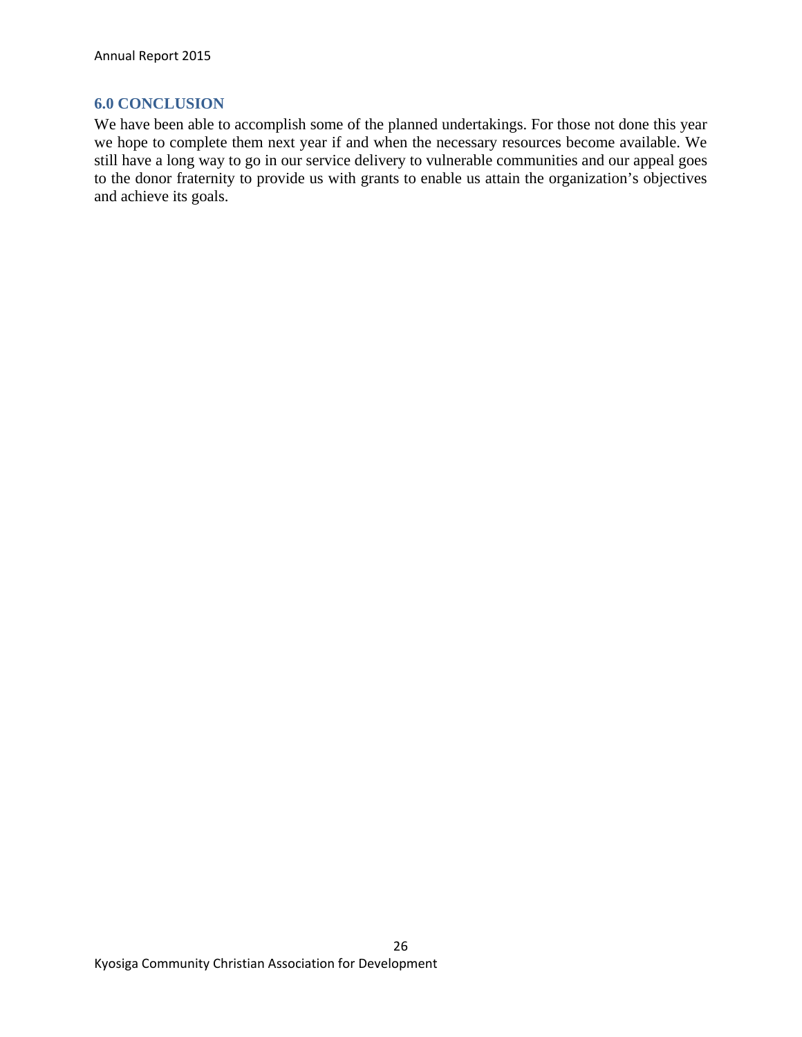## 6.0 CONCLUSION

We have been able to accomplish some of the planned undertakings. For those not done this year we hope to complete them next year if and when the necessary resources become available. We still have a long way to go in our service delivery to vulnerable communities and our appeal goes to the donor fraternity to provide us with grants to enable us attain the organization's objectives and achieve its goals.